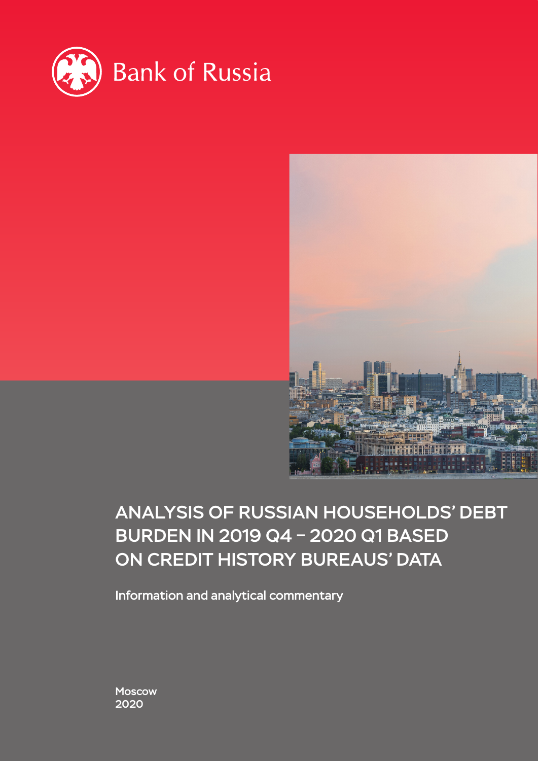Bank of Russia

# ANALYSIS OF RUSSIAN HOUSEHOLDS' DEBT BURDEN IN 2019 Q4 – 2020 Q1 BASED ON CREDIT HISTORY BUREAUS' DATA

Information and analytical commentary

Moscow
2020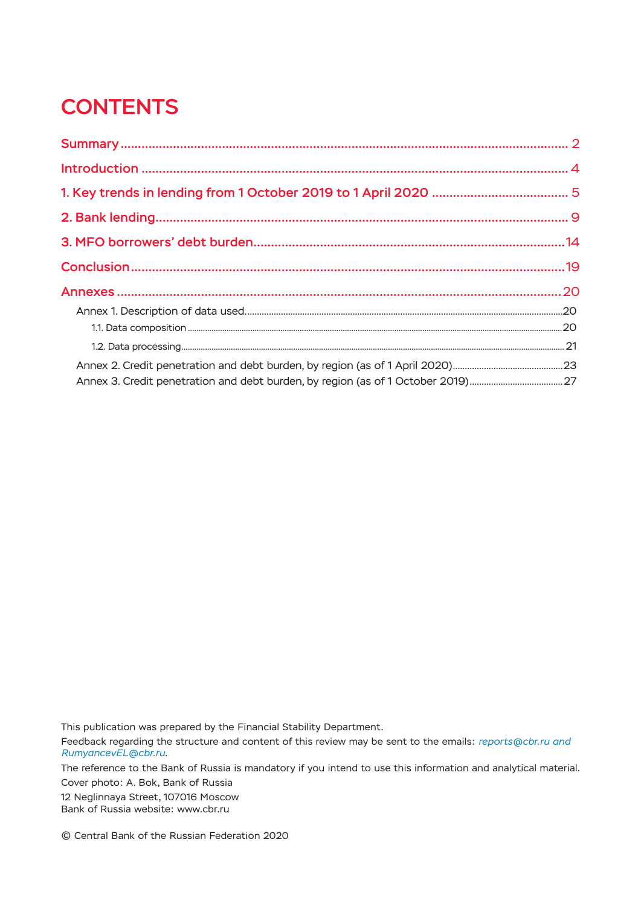# CONTENTS

Summary ........................................................................................................................ 2

Introduction ................................................................................................................... 4

1. Key trends in lending from 1 October 2019 to 1 April 2020 ...................................... 5

2. Bank lending................................................................................................................ 9

3. MFO borrowers' debt burden....................................................................................14

Conclusion....................................................................................................................19

Annexes .........................................................................................................................20

Annex 1. Description of data used...........................................................................20

1.1. Data composition .................................................................................................20

1.2. Data processing.....................................................................................................21

Annex 2. Credit penetration and debt burden, by region (as of 1 April 2020).............23

Annex 3. Credit penetration and debt burden, by region (as of 1 October 2019).........27

This publication was prepared by the Financial Stability Department.

Feedback regarding the structure and content of this review may be sent to the emails: *reports@cbr.ru and RumyancevEL@cbr.ru*.

The reference to the Bank of Russia is mandatory if you intend to use this information and analytical material.

Cover photo: A. Bok, Bank of Russia

12 Neglinnaya Street, 107016 Moscow
Bank of Russia website: www.cbr.ru

© Central Bank of the Russian Federation 2020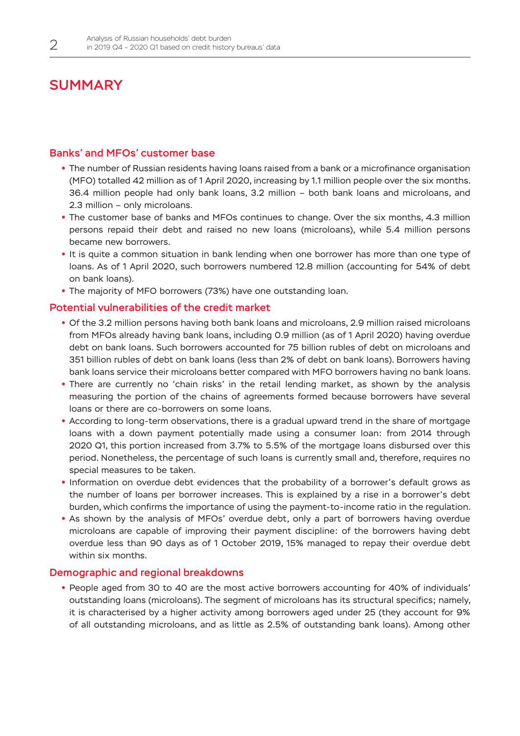# SUMMARY

## Banks' and MFOs' customer base

- The number of Russian residents having loans raised from a bank or a microfinance organisation (MFO) totalled 42 million as of 1 April 2020, increasing by 1.1 million people over the six months. 36.4 million people had only bank loans, 3.2 million – both bank loans and microloans, and 2.3 million – only microloans.
- The customer base of banks and MFOs continues to change. Over the six months, 4.3 million persons repaid their debt and raised no new loans (microloans), while 5.4 million persons became new borrowers.
- It is quite a common situation in bank lending when one borrower has more than one type of loans. As of 1 April 2020, such borrowers numbered 12.8 million (accounting for 54% of debt on bank loans).
- The majority of MFO borrowers (73%) have one outstanding loan.

## Potential vulnerabilities of the credit market

- Of the 3.2 million persons having both bank loans and microloans, 2.9 million raised microloans from MFOs already having bank loans, including 0.9 million (as of 1 April 2020) having overdue debt on bank loans. Such borrowers accounted for 75 billion rubles of debt on microloans and 351 billion rubles of debt on bank loans (less than 2% of debt on bank loans). Borrowers having bank loans service their microloans better compared with MFO borrowers having no bank loans.
- There are currently no 'chain risks' in the retail lending market, as shown by the analysis measuring the portion of the chains of agreements formed because borrowers have several loans or there are co-borrowers on some loans.
- According to long-term observations, there is a gradual upward trend in the share of mortgage loans with a down payment potentially made using a consumer loan: from 2014 through 2020 Q1, this portion increased from 3.7% to 5.5% of the mortgage loans disbursed over this period. Nonetheless, the percentage of such loans is currently small and, therefore, requires no special measures to be taken.
- Information on overdue debt evidences that the probability of a borrower's default grows as the number of loans per borrower increases. This is explained by a rise in a borrower's debt burden, which confirms the importance of using the payment-to-income ratio in the regulation.
- As shown by the analysis of MFOs' overdue debt, only a part of borrowers having overdue microloans are capable of improving their payment discipline: of the borrowers having debt overdue less than 90 days as of 1 October 2019, 15% managed to repay their overdue debt within six months.

## Demographic and regional breakdowns

- People aged from 30 to 40 are the most active borrowers accounting for 40% of individuals' outstanding loans (microloans). The segment of microloans has its structural specifics; namely, it is characterised by a higher activity among borrowers aged under 25 (they account for 9% of all outstanding microloans, and as little as 2.5% of outstanding bank loans). Among other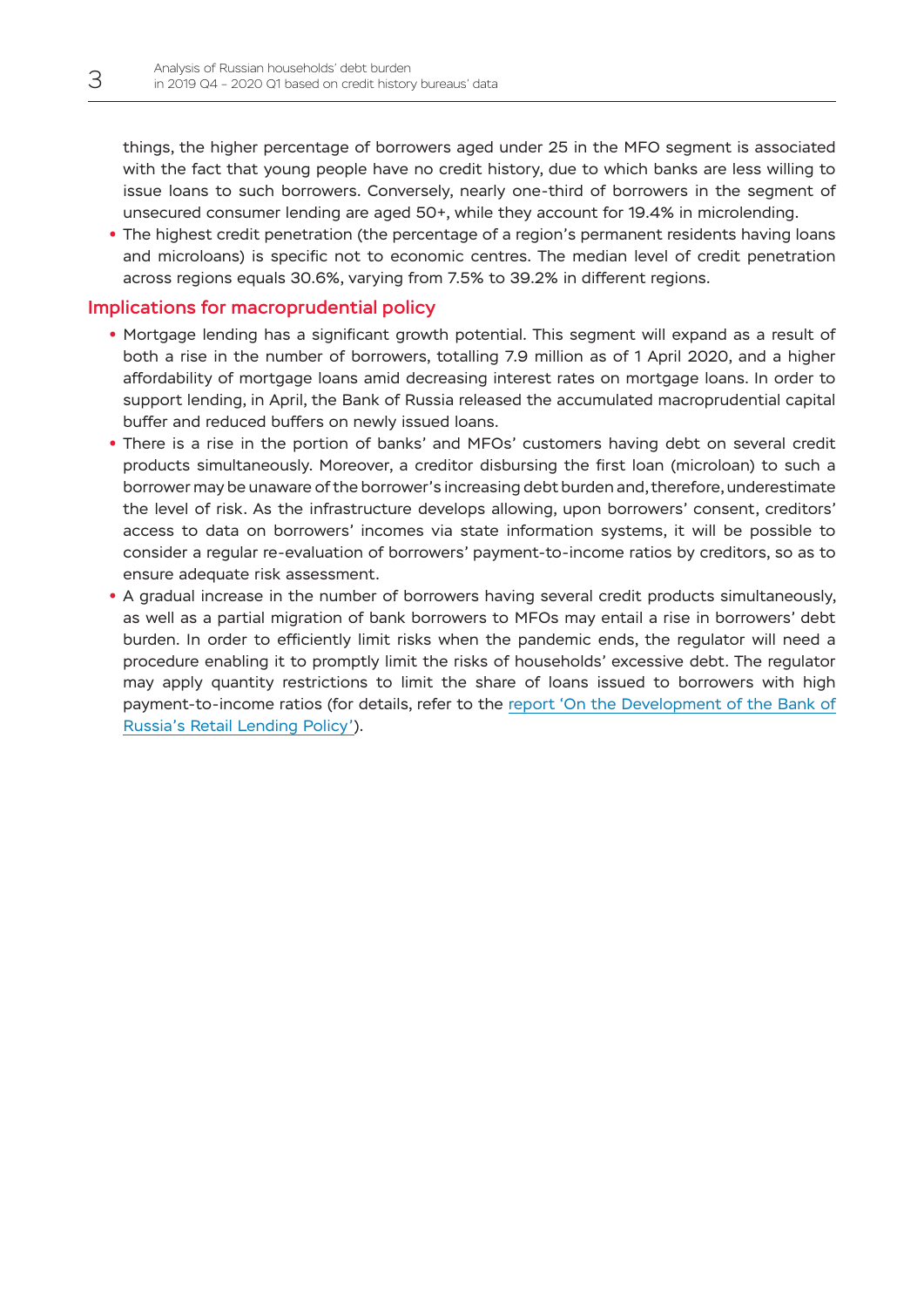things, the higher percentage of borrowers aged under 25 in the MFO segment is associated with the fact that young people have no credit history, due to which banks are less willing to issue loans to such borrowers. Conversely, nearly one-third of borrowers in the segment of unsecured consumer lending are aged 50+, while they account for 19.4% in microlending.

- The highest credit penetration (the percentage of a region's permanent residents having loans and microloans) is specific not to economic centres. The median level of credit penetration across regions equals 30.6%, varying from 7.5% to 39.2% in different regions.

## Implications for macroprudential policy

- Mortgage lending has a significant growth potential. This segment will expand as a result of both a rise in the number of borrowers, totalling 7.9 million as of 1 April 2020, and a higher affordability of mortgage loans amid decreasing interest rates on mortgage loans. In order to support lending, in April, the Bank of Russia released the accumulated macroprudential capital buffer and reduced buffers on newly issued loans.
- There is a rise in the portion of banks' and MFOs' customers having debt on several credit products simultaneously. Moreover, a creditor disbursing the first loan (microloan) to such a borrower may be unaware of the borrower's increasing debt burden and, therefore, underestimate the level of risk. As the infrastructure develops allowing, upon borrowers' consent, creditors' access to data on borrowers' incomes via state information systems, it will be possible to consider a regular re-evaluation of borrowers' payment-to-income ratios by creditors, so as to ensure adequate risk assessment.
- A gradual increase in the number of borrowers having several credit products simultaneously, as well as a partial migration of bank borrowers to MFOs may entail a rise in borrowers' debt burden. In order to efficiently limit risks when the pandemic ends, the regulator will need a procedure enabling it to promptly limit the risks of households' excessive debt. The regulator may apply quantity restrictions to limit the share of loans issued to borrowers with high payment-to-income ratios (for details, refer to the report 'On the Development of the Bank of Russia's Retail Lending Policy').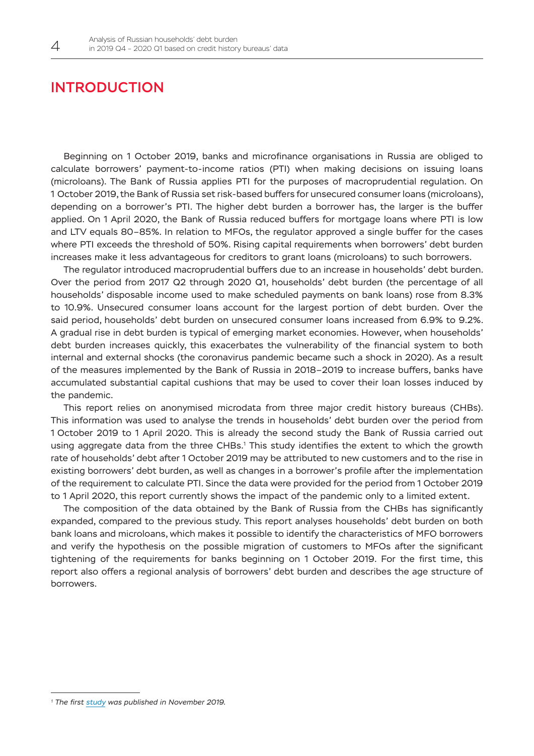# INTRODUCTION

Beginning on 1 October 2019, banks and microfinance organisations in Russia are obliged to calculate borrowers' payment-to-income ratios (PTI) when making decisions on issuing loans (microloans). The Bank of Russia applies PTI for the purposes of macroprudential regulation. On 1 October 2019, the Bank of Russia set risk-based buffers for unsecured consumer loans (microloans), depending on a borrower's PTI. The higher debt burden a borrower has, the larger is the buffer applied. On 1 April 2020, the Bank of Russia reduced buffers for mortgage loans where PTI is low and LTV equals 80–85%. In relation to MFOs, the regulator approved a single buffer for the cases where PTI exceeds the threshold of 50%. Rising capital requirements when borrowers' debt burden increases make it less advantageous for creditors to grant loans (microloans) to such borrowers.

The regulator introduced macroprudential buffers due to an increase in households' debt burden. Over the period from 2017 Q2 through 2020 Q1, households' debt burden (the percentage of all households' disposable income used to make scheduled payments on bank loans) rose from 8.3% to 10.9%. Unsecured consumer loans account for the largest portion of debt burden. Over the said period, households' debt burden on unsecured consumer loans increased from 6.9% to 9.2%. A gradual rise in debt burden is typical of emerging market economies. However, when households' debt burden increases quickly, this exacerbates the vulnerability of the financial system to both internal and external shocks (the coronavirus pandemic became such a shock in 2020). As a result of the measures implemented by the Bank of Russia in 2018–2019 to increase buffers, banks have accumulated substantial capital cushions that may be used to cover their loan losses induced by the pandemic.

This report relies on anonymised microdata from three major credit history bureaus (CHBs). This information was used to analyse the trends in households' debt burden over the period from 1 October 2019 to 1 April 2020. This is already the second study the Bank of Russia carried out using aggregate data from the three CHBs.[1] This study identifies the extent to which the growth rate of households' debt after 1 October 2019 may be attributed to new customers and to the rise in existing borrowers' debt burden, as well as changes in a borrower's profile after the implementation of the requirement to calculate PTI. Since the data were provided for the period from 1 October 2019 to 1 April 2020, this report currently shows the impact of the pandemic only to a limited extent.

The composition of the data obtained by the Bank of Russia from the CHBs has significantly expanded, compared to the previous study. This report analyses households' debt burden on both bank loans and microloans, which makes it possible to identify the characteristics of MFO borrowers and verify the hypothesis on the possible migration of customers to MFOs after the significant tightening of the requirements for banks beginning on 1 October 2019. For the first time, this report also offers a regional analysis of borrowers' debt burden and describes the age structure of borrowers.

---

[1] *The first study was published in November 2019.*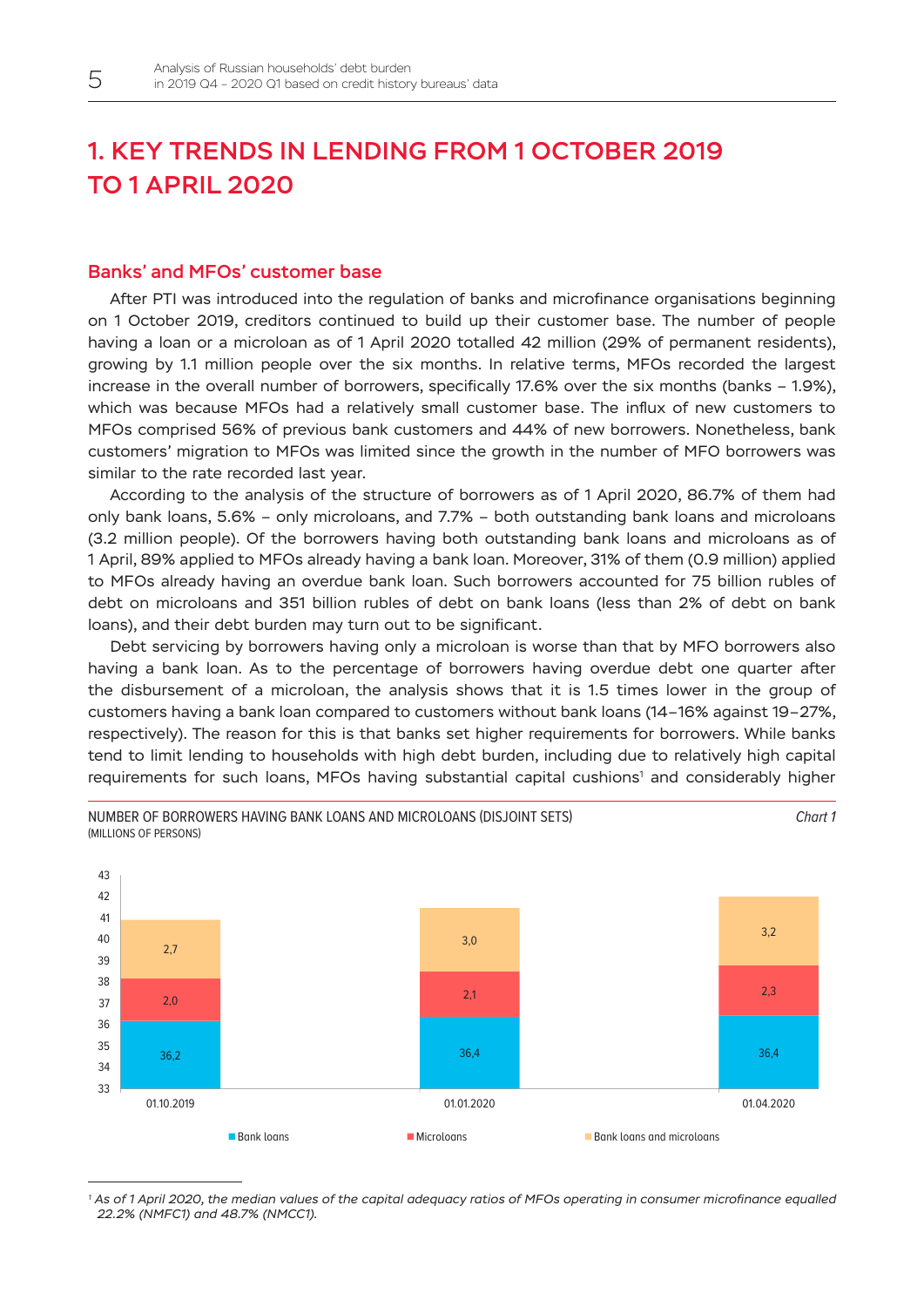# 1. KEY TRENDS IN LENDING FROM 1 OCTOBER 2019 TO 1 APRIL 2020

## Banks' and MFOs' customer base

After PTI was introduced into the regulation of banks and microfinance organisations beginning on 1 October 2019, creditors continued to build up their customer base. The number of people having a loan or a microloan as of 1 April 2020 totalled 42 million (29% of permanent residents), growing by 1.1 million people over the six months. In relative terms, MFOs recorded the largest increase in the overall number of borrowers, specifically 17.6% over the six months (banks – 1.9%), which was because MFOs had a relatively small customer base. The influx of new customers to MFOs comprised 56% of previous bank customers and 44% of new borrowers. Nonetheless, bank customers' migration to MFOs was limited since the growth in the number of MFO borrowers was similar to the rate recorded last year.

According to the analysis of the structure of borrowers as of 1 April 2020, 86.7% of them had only bank loans, 5.6% – only microloans, and 7.7% – both outstanding bank loans and microloans (3.2 million people). Of the borrowers having both outstanding bank loans and microloans as of 1 April, 89% applied to MFOs already having a bank loan. Moreover, 31% of them (0.9 million) applied to MFOs already having an overdue bank loan. Such borrowers accounted for 75 billion rubles of debt on microloans and 351 billion rubles of debt on bank loans (less than 2% of debt on bank loans), and their debt burden may turn out to be significant.

Debt servicing by borrowers having only a microloan is worse than that by MFO borrowers also having a bank loan. As to the percentage of borrowers having overdue debt one quarter after the disbursement of a microloan, the analysis shows that it is 1.5 times lower in the group of customers having a bank loan compared to customers without bank loans (14–16% against 19–27%, respectively). The reason for this is that banks set higher requirements for borrowers. While banks tend to limit lending to households with high debt burden, including due to relatively high capital requirements for such loans, MFOs having substantial capital cushions[1] and considerably higher

NUMBER OF BORROWERS HAVING BANK LOANS AND MICROLOANS (DISJOINT SETS)
(MILLIONS OF PERSONS)

*Chart 1*

| Date | Bank loans | Microloans | Bank loans and microloans |
|---|---|---|---|
| 01.10.2019 | 36,2 | 2,0 | 2,7 |
| 01.01.2020 | 36,4 | 2,1 | 3,0 |
| 01.04.2020 | 36,4 | 2,3 | 3,2 |

---

[1] *As of 1 April 2020, the median values of the capital adequacy ratios of MFOs operating in consumer microfinance equalled 22.2% (NMFC1) and 48.7% (NMCC1).*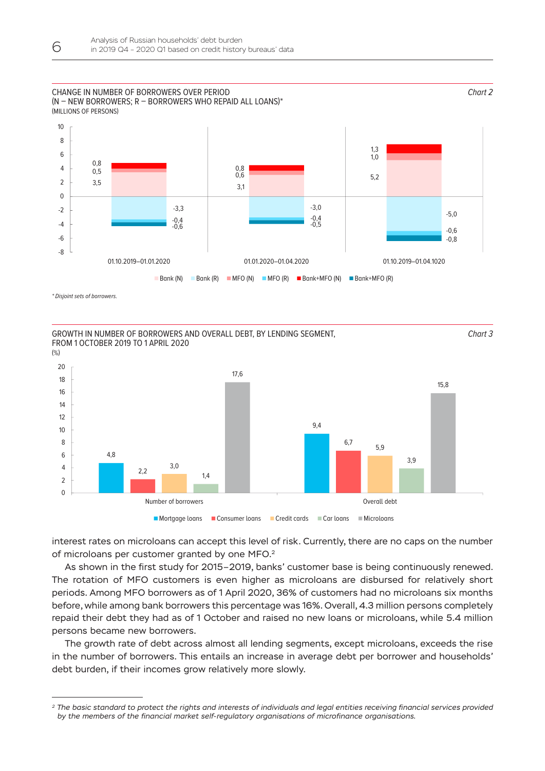CHANGE IN NUMBER OF BORROWERS OVER PERIOD
(N – NEW BORROWERS; R – BORROWERS WHO REPAID ALL LOANS)*
(MILLIONS OF PERSONS)

*Chart 2*

| Period | Bank (N) | MFO (N) | Bank+MFO (N) | Bank (R) | MFO (R) | Bank+MFO (R) |
|---|---|---|---|---|---|---|
| 01.10.2019–01.01.2020 | 3,5 | 0,5 | 0,8 | -3,3 | -0,4 | -0,6 |
| 01.01.2020–01.04.2020 | 3,1 | 0,6 | 0,8 | -3,0 | -0,4 | -0,5 |
| 01.10.2019–01.04.1020 | 5,2 | 1,0 | 1,3 | -5,0 | -0,6 | -0,8 |

*\* Disjoint sets of borrowers.*

GROWTH IN NUMBER OF BORROWERS AND OVERALL DEBT, BY LENDING SEGMENT, FROM 1 OCTOBER 2019 TO 1 APRIL 2020
(%)

*Chart 3*

| | Mortgage loans | Consumer loans | Credit cards | Car loans | Microloans |
|---|---|---|---|---|---|
| Number of borrowers | 4,8 | 2,2 | 3,0 | 1,4 | 17,6 |
| Overall debt | 9,4 | 6,7 | 5,9 | 3,9 | 15,8 |

interest rates on microloans can accept this level of risk. Currently, there are no caps on the number of microloans per customer granted by one MFO.[2]

As shown in the first study for 2015–2019, banks' customer base is being continuously renewed. The rotation of MFO customers is even higher as microloans are disbursed for relatively short periods. Among MFO borrowers as of 1 April 2020, 36% of customers had no microloans six months before, while among bank borrowers this percentage was 16%. Overall, 4.3 million persons completely repaid their debt they had as of 1 October and raised no new loans or microloans, while 5.4 million persons became new borrowers.

The growth rate of debt across almost all lending segments, except microloans, exceeds the rise in the number of borrowers. This entails an increase in average debt per borrower and households' debt burden, if their incomes grow relatively more slowly.

---

[2] *The basic standard to protect the rights and interests of individuals and legal entities receiving financial services provided by the members of the financial market self-regulatory organisations of microfinance organisations.*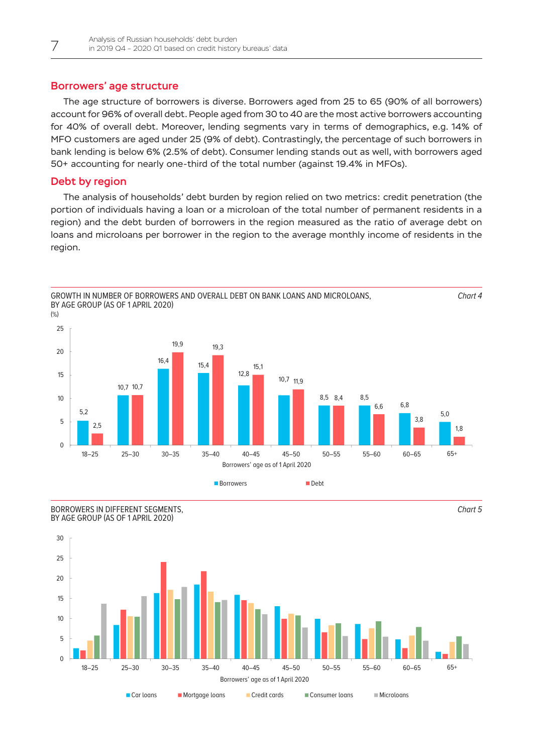## Borrowers' age structure

The age structure of borrowers is diverse. Borrowers aged from 25 to 65 (90% of all borrowers) account for 96% of overall debt. People aged from 30 to 40 are the most active borrowers accounting for 40% of overall debt. Moreover, lending segments vary in terms of demographics, e.g. 14% of MFO customers are aged under 25 (9% of debt). Contrastingly, the percentage of such borrowers in bank lending is below 6% (2.5% of debt). Consumer lending stands out as well, with borrowers aged 50+ accounting for nearly one-third of the total number (against 19.4% in MFOs).

## Debt by region

The analysis of households' debt burden by region relied on two metrics: credit penetration (the portion of individuals having a loan or a microloan of the total number of permanent residents in a region) and the debt burden of borrowers in the region measured as the ratio of average debt on loans and microloans per borrower in the region to the average monthly income of residents in the region.

GROWTH IN NUMBER OF BORROWERS AND OVERALL DEBT ON BANK LOANS AND MICROLOANS, BY AGE GROUP (AS OF 1 APRIL 2020) *Chart 4*

(%)

| Borrowers' age as of 1 April 2020 | Borrowers | Debt |
|---|---|---|
| 18–25 | 5,2 | 2,5 |
| 25–30 | 10,7 | 10,7 |
| 30–35 | 16,4 | 19,9 |
| 35–40 | 15,4 | 19,3 |
| 40–45 | 12,8 | 15,1 |
| 45–50 | 10,7 | 11,9 |
| 50–55 | 8,5 | 8,4 |
| 55–60 | 8,5 | 6,6 |
| 60–65 | 6,8 | 3,8 |
| 65+ | 5,0 | 1,8 |

BORROWERS IN DIFFERENT SEGMENTS, BY AGE GROUP (AS OF 1 APRIL 2020) *Chart 5*

Borrowers' age as of 1 April 2020: 18–25, 25–30, 30–35, 35–40, 40–45, 45–50, 50–55, 55–60, 60–65, 65+

Car loans; Mortgage loans; Credit cards; Consumer loans; Microloans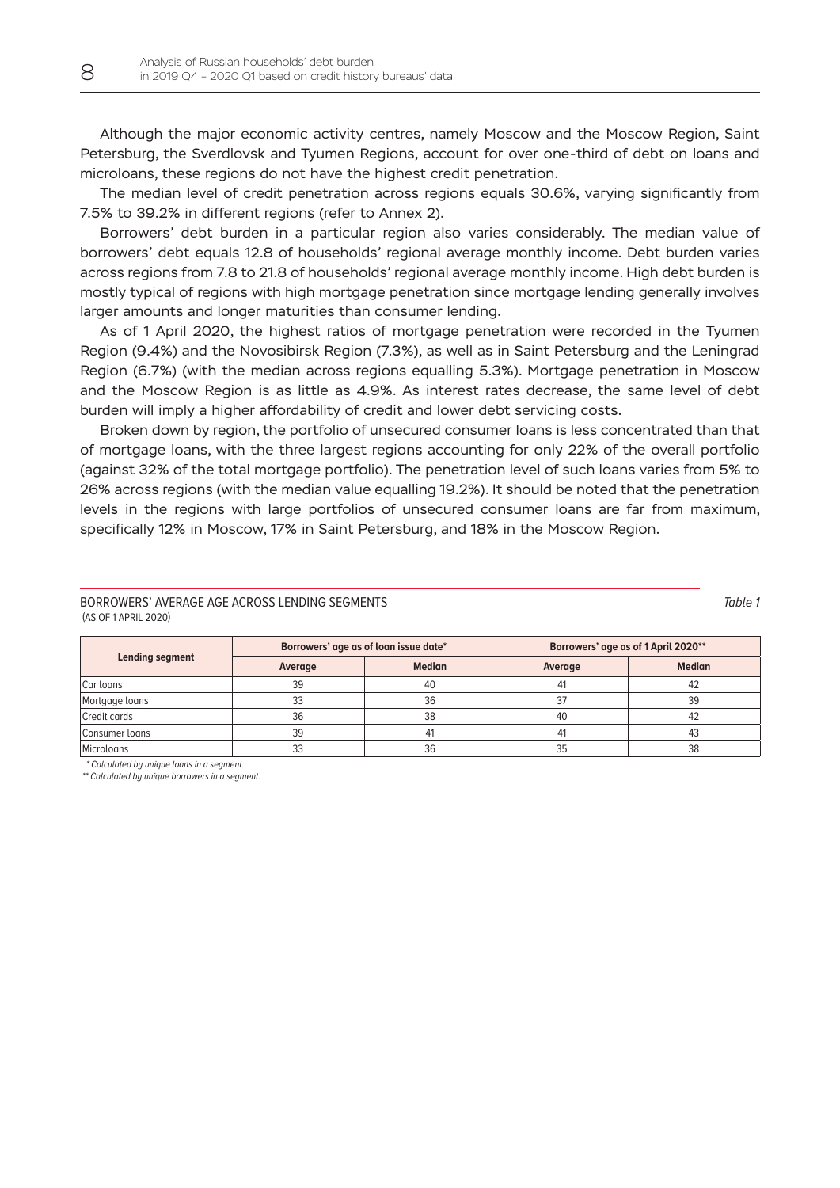Although the major economic activity centres, namely Moscow and the Moscow Region, Saint Petersburg, the Sverdlovsk and Tyumen Regions, account for over one-third of debt on loans and microloans, these regions do not have the highest credit penetration.

The median level of credit penetration across regions equals 30.6%, varying significantly from 7.5% to 39.2% in different regions (refer to Annex 2).

Borrowers' debt burden in a particular region also varies considerably. The median value of borrowers' debt equals 12.8 of households' regional average monthly income. Debt burden varies across regions from 7.8 to 21.8 of households' regional average monthly income. High debt burden is mostly typical of regions with high mortgage penetration since mortgage lending generally involves larger amounts and longer maturities than consumer lending.

As of 1 April 2020, the highest ratios of mortgage penetration were recorded in the Tyumen Region (9.4%) and the Novosibirsk Region (7.3%), as well as in Saint Petersburg and the Leningrad Region (6.7%) (with the median across regions equalling 5.3%). Mortgage penetration in Moscow and the Moscow Region is as little as 4.9%. As interest rates decrease, the same level of debt burden will imply a higher affordability of credit and lower debt servicing costs.

Broken down by region, the portfolio of unsecured consumer loans is less concentrated than that of mortgage loans, with the three largest regions accounting for only 22% of the overall portfolio (against 32% of the total mortgage portfolio). The penetration level of such loans varies from 5% to 26% across regions (with the median value equalling 19.2%). It should be noted that the penetration levels in the regions with large portfolios of unsecured consumer loans are far from maximum, specifically 12% in Moscow, 17% in Saint Petersburg, and 18% in the Moscow Region.

BORROWERS' AVERAGE AGE ACROSS LENDING SEGMENTS
(AS OF 1 APRIL 2020)

*Table 1*

| Lending segment | Borrowers' age as of loan issue date* | | Borrowers' age as of 1 April 2020** | |
|---|---|---|---|---|
| | Average | Median | Average | Median |
| Car loans | 39 | 40 | 41 | 42 |
| Mortgage loans | 33 | 36 | 37 | 39 |
| Credit cards | 36 | 38 | 40 | 42 |
| Consumer loans | 39 | 41 | 41 | 43 |
| Microloans | 33 | 36 | 35 | 38 |

*\* Calculated by unique loans in a segment.*

*\*\* Calculated by unique borrowers in a segment.*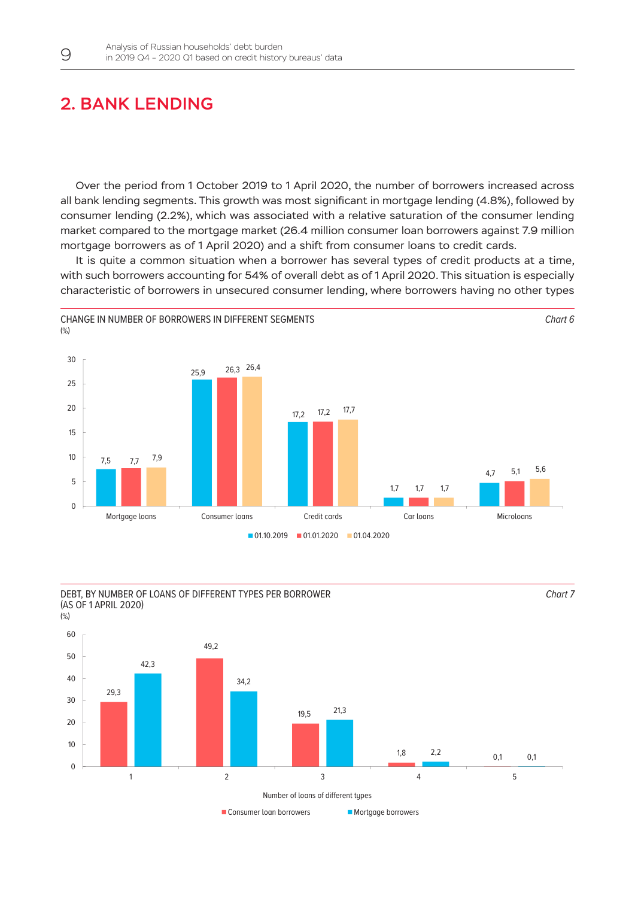## 2. BANK LENDING

Over the period from 1 October 2019 to 1 April 2020, the number of borrowers increased across all bank lending segments. This growth was most significant in mortgage lending (4.8%), followed by consumer lending (2.2%), which was associated with a relative saturation of the consumer lending market compared to the mortgage market (26.4 million consumer loan borrowers against 7.9 million mortgage borrowers as of 1 April 2020) and a shift from consumer loans to credit cards.

It is quite a common situation when a borrower has several types of credit products at a time, with such borrowers accounting for 54% of overall debt as of 1 April 2020. This situation is especially characteristic of borrowers in unsecured consumer lending, where borrowers having no other types

CHANGE IN NUMBER OF BORROWERS IN DIFFERENT SEGMENTS
(%)

*Chart 6*

| | 01.10.2019 | 01.01.2020 | 01.04.2020 |
|---|---|---|---|
| Mortgage loans | 7,5 | 7,7 | 7,9 |
| Consumer loans | 25,9 | 26,3 | 26,4 |
| Credit cards | 17,2 | 17,2 | 17,7 |
| Car loans | 1,7 | 1,7 | 1,7 |
| Microloans | 4,7 | 5,1 | 5,6 |

DEBT, BY NUMBER OF LOANS OF DIFFERENT TYPES PER BORROWER
(AS OF 1 APRIL 2020)
(%)

*Chart 7*

| Number of loans of different types | Consumer loan borrowers | Mortgage borrowers |
|---|---|---|
| 1 | 29,3 | 42,3 |
| 2 | 49,2 | 34,2 |
| 3 | 19,5 | 21,3 |
| 4 | 1,8 | 2,2 |
| 5 | 0,1 | 0,1 |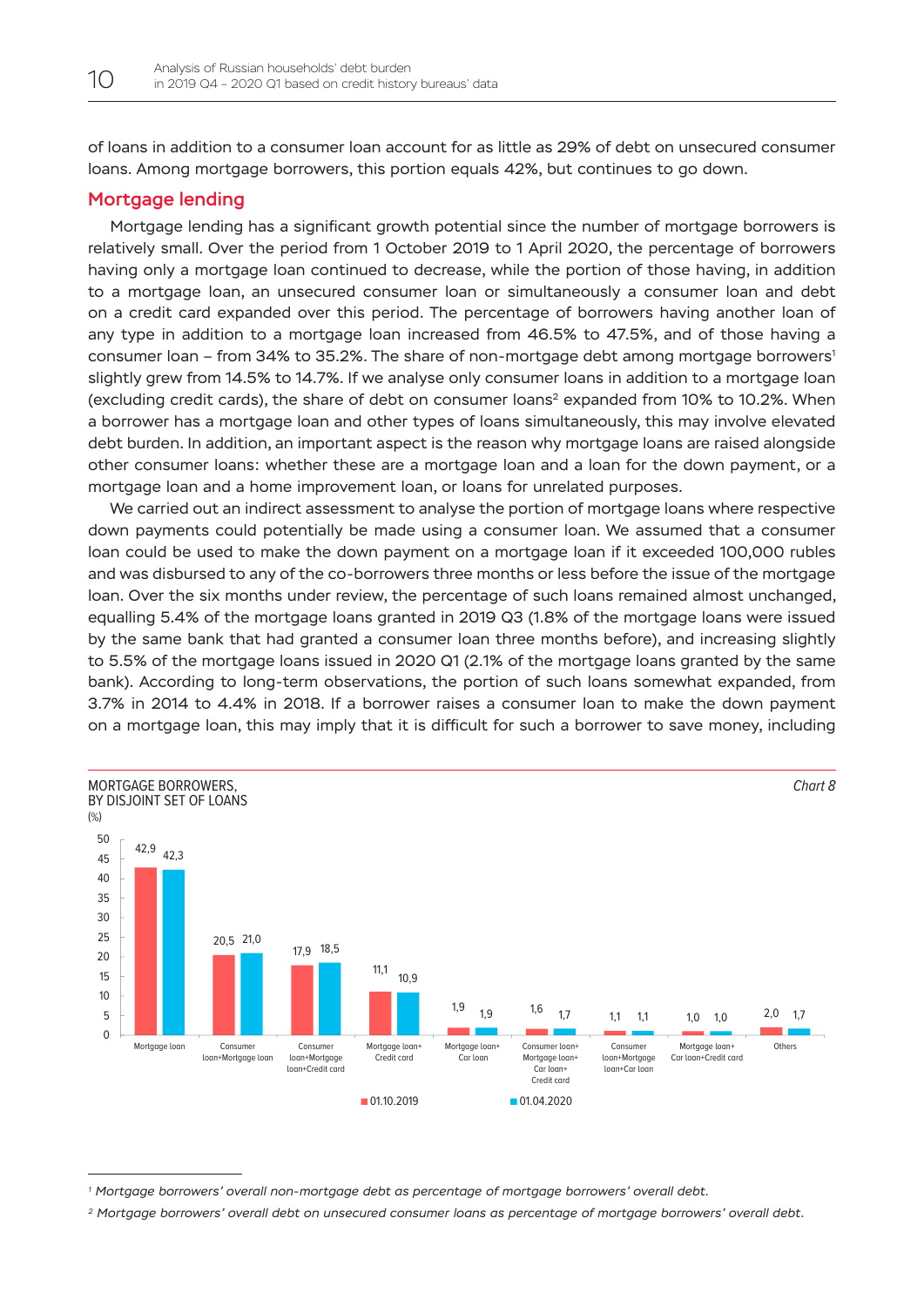of loans in addition to a consumer loan account for as little as 29% of debt on unsecured consumer loans. Among mortgage borrowers, this portion equals 42%, but continues to go down.

## Mortgage lending

Mortgage lending has a significant growth potential since the number of mortgage borrowers is relatively small. Over the period from 1 October 2019 to 1 April 2020, the percentage of borrowers having only a mortgage loan continued to decrease, while the portion of those having, in addition to a mortgage loan, an unsecured consumer loan or simultaneously a consumer loan and debt on a credit card expanded over this period. The percentage of borrowers having another loan of any type in addition to a mortgage loan increased from 46.5% to 47.5%, and of those having a consumer loan – from 34% to 35.2%. The share of non-mortgage debt among mortgage borrowers[1] slightly grew from 14.5% to 14.7%. If we analyse only consumer loans in addition to a mortgage loan (excluding credit cards), the share of debt on consumer loans[2] expanded from 10% to 10.2%. When a borrower has a mortgage loan and other types of loans simultaneously, this may involve elevated debt burden. In addition, an important aspect is the reason why mortgage loans are raised alongside other consumer loans: whether these are a mortgage loan and a loan for the down payment, or a mortgage loan and a home improvement loan, or loans for unrelated purposes.

We carried out an indirect assessment to analyse the portion of mortgage loans where respective down payments could potentially be made using a consumer loan. We assumed that a consumer loan could be used to make the down payment on a mortgage loan if it exceeded 100,000 rubles and was disbursed to any of the co-borrowers three months or less before the issue of the mortgage loan. Over the six months under review, the percentage of such loans remained almost unchanged, equalling 5.4% of the mortgage loans granted in 2019 Q3 (1.8% of the mortgage loans were issued by the same bank that had granted a consumer loan three months before), and increasing slightly to 5.5% of the mortgage loans issued in 2020 Q1 (2.1% of the mortgage loans granted by the same bank). According to long-term observations, the portion of such loans somewhat expanded, from 3.7% in 2014 to 4.4% in 2018. If a borrower raises a consumer loan to make the down payment on a mortgage loan, this may imply that it is difficult for such a borrower to save money, including

MORTGAGE BORROWERS, BY DISJOINT SET OF LOANS (%)

*Chart 8*

| | 01.10.2019 | 01.04.2020 |
|---|---|---|
| Mortgage loan | 42,9 | 42,3 |
| Consumer loan+Mortgage loan | 20,5 | 21,0 |
| Consumer loan+Mortgage loan+Credit card | 17,9 | 18,5 |
| Mortgage loan+Credit card | 11,1 | 10,9 |
| Mortgage loan+Car loan | 1,9 | 1,9 |
| Consumer loan+Mortgage loan+Car loan+Credit card | 1,6 | 1,7 |
| Consumer loan+Mortgage loan+Car loan | 1,1 | 1,1 |
| Mortgage loan+Car loan+Credit card | 1,0 | 1,0 |
| Others | 2,0 | 1,7 |

[1] *Mortgage borrowers' overall non-mortgage debt as percentage of mortgage borrowers' overall debt.*

[2] *Mortgage borrowers' overall debt on unsecured consumer loans as percentage of mortgage borrowers' overall debt.*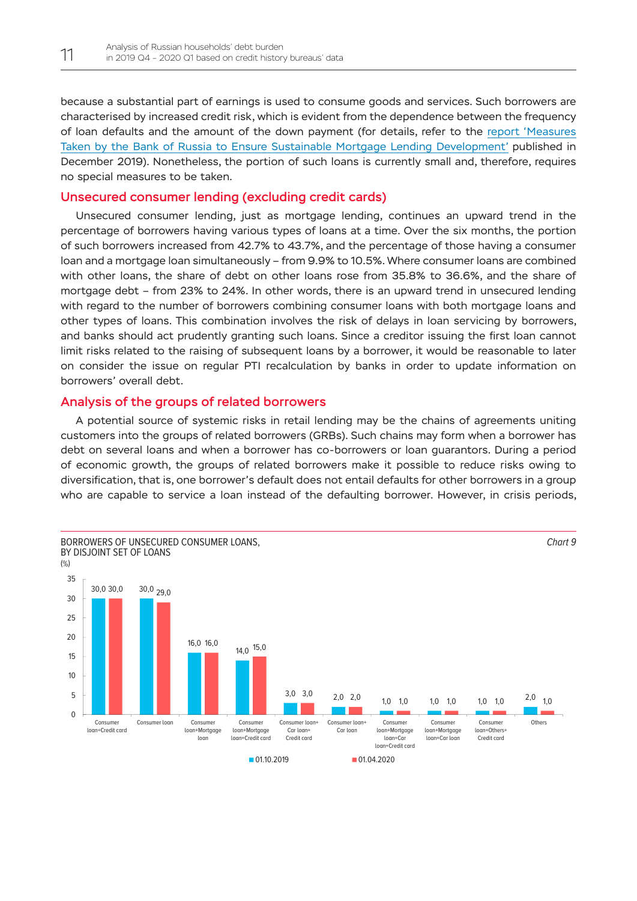because a substantial part of earnings is used to consume goods and services. Such borrowers are characterised by increased credit risk, which is evident from the dependence between the frequency of loan defaults and the amount of the down payment (for details, refer to the report 'Measures Taken by the Bank of Russia to Ensure Sustainable Mortgage Lending Development' published in December 2019). Nonetheless, the portion of such loans is currently small and, therefore, requires no special measures to be taken.

## Unsecured consumer lending (excluding credit cards)

Unsecured consumer lending, just as mortgage lending, continues an upward trend in the percentage of borrowers having various types of loans at a time. Over the six months, the portion of such borrowers increased from 42.7% to 43.7%, and the percentage of those having a consumer loan and a mortgage loan simultaneously – from 9.9% to 10.5%. Where consumer loans are combined with other loans, the share of debt on other loans rose from 35.8% to 36.6%, and the share of mortgage debt – from 23% to 24%. In other words, there is an upward trend in unsecured lending with regard to the number of borrowers combining consumer loans with both mortgage loans and other types of loans. This combination involves the risk of delays in loan servicing by borrowers, and banks should act prudently granting such loans. Since a creditor issuing the first loan cannot limit risks related to the raising of subsequent loans by a borrower, it would be reasonable to later on consider the issue on regular PTI recalculation by banks in order to update information on borrowers' overall debt.

## Analysis of the groups of related borrowers

A potential source of systemic risks in retail lending may be the chains of agreements uniting customers into the groups of related borrowers (GRBs). Such chains may form when a borrower has debt on several loans and when a borrower has co-borrowers or loan guarantors. During a period of economic growth, the groups of related borrowers make it possible to reduce risks owing to diversification, that is, one borrower's default does not entail defaults for other borrowers in a group who are capable to service a loan instead of the defaulting borrower. However, in crisis periods,

BORROWERS OF UNSECURED CONSUMER LOANS, BY DISJOINT SET OF LOANS *Chart 9*

(%)

| | 01.10.2019 | 01.04.2020 |
|---|---|---|
| Consumer loan+Credit card | 30,0 | 30,0 |
| Consumer loan | 30,0 | 29,0 |
| Consumer loan+Mortgage loan | 16,0 | 16,0 |
| Consumer loan+Mortgage loan+Credit card | 14,0 | 15,0 |
| Consumer loan+Car loan+Credit card | 3,0 | 3,0 |
| Consumer loan+Car loan | 2,0 | 2,0 |
| Consumer loan+Mortgage loan+Car loan+Credit card | 1,0 | 1,0 |
| Consumer loan+Mortgage loan+Car loan | 1,0 | 1,0 |
| Consumer loan+Others+Credit card | 1,0 | 1,0 |
| Others | 2,0 | 1,0 |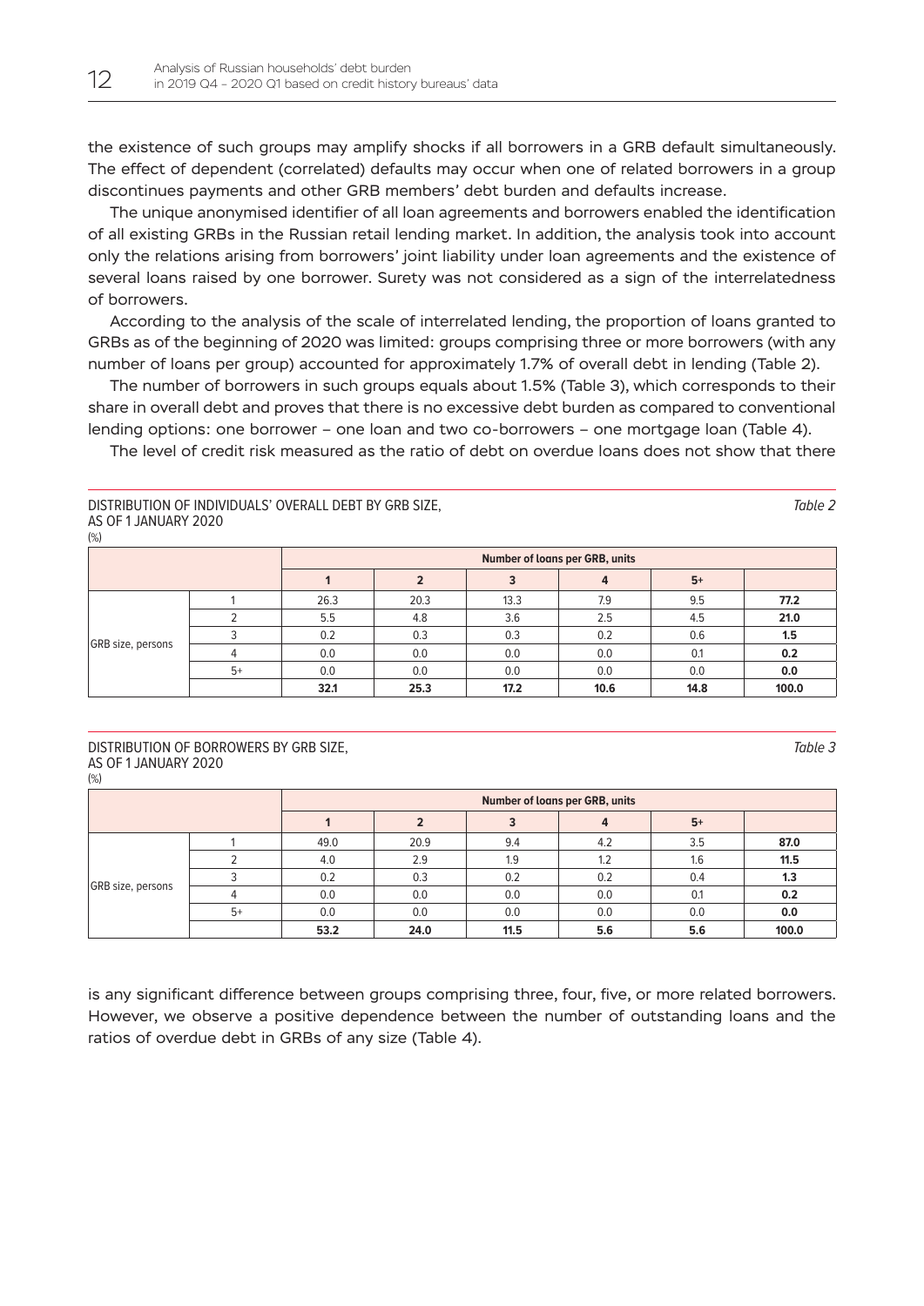the existence of such groups may amplify shocks if all borrowers in a GRB default simultaneously. The effect of dependent (correlated) defaults may occur when one of related borrowers in a group discontinues payments and other GRB members' debt burden and defaults increase.

The unique anonymised identifier of all loan agreements and borrowers enabled the identification of all existing GRBs in the Russian retail lending market. In addition, the analysis took into account only the relations arising from borrowers' joint liability under loan agreements and the existence of several loans raised by one borrower. Surety was not considered as a sign of the interrelatedness of borrowers.

According to the analysis of the scale of interrelated lending, the proportion of loans granted to GRBs as of the beginning of 2020 was limited: groups comprising three or more borrowers (with any number of loans per group) accounted for approximately 1.7% of overall debt in lending (Table 2).

The number of borrowers in such groups equals about 1.5% (Table 3), which corresponds to their share in overall debt and proves that there is no excessive debt burden as compared to conventional lending options: one borrower – one loan and two co-borrowers – one mortgage loan (Table 4).

The level of credit risk measured as the ratio of debt on overdue loans does not show that there is any significant difference between groups comprising three, four, five, or more related borrowers. However, we observe a positive dependence between the number of outstanding loans and the ratios of overdue debt in GRBs of any size (Table 4).

DISTRIBUTION OF INDIVIDUALS' OVERALL DEBT BY GRB SIZE, AS OF 1 JANUARY 2020 *Table 2*

(%)

| | | Number of loans per GRB, units | | | | | |
|---|---|---|---|---|---|---|---|
| | | 1 | 2 | 3 | 4 | 5+ | |
| GRB size, persons | 1 | 26.3 | 20.3 | 13.3 | 7.9 | 9.5 | **77.2** |
| | 2 | 5.5 | 4.8 | 3.6 | 2.5 | 4.5 | **21.0** |
| | 3 | 0.2 | 0.3 | 0.3 | 0.2 | 0.6 | **1.5** |
| | 4 | 0.0 | 0.0 | 0.0 | 0.0 | 0.1 | **0.2** |
| | 5+ | 0.0 | 0.0 | 0.0 | 0.0 | 0.0 | **0.0** |
| | | **32.1** | **25.3** | **17.2** | **10.6** | **14.8** | **100.0** |

DISTRIBUTION OF BORROWERS BY GRB SIZE, AS OF 1 JANUARY 2020 *Table 3*

(%)

| | | Number of loans per GRB, units | | | | | |
|---|---|---|---|---|---|---|---|
| | | 1 | 2 | 3 | 4 | 5+ | |
| GRB size, persons | 1 | 49.0 | 20.9 | 9.4 | 4.2 | 3.5 | **87.0** |
| | 2 | 4.0 | 2.9 | 1.9 | 1.2 | 1.6 | **11.5** |
| | 3 | 0.2 | 0.3 | 0.2 | 0.2 | 0.4 | **1.3** |
| | 4 | 0.0 | 0.0 | 0.0 | 0.0 | 0.1 | **0.2** |
| | 5+ | 0.0 | 0.0 | 0.0 | 0.0 | 0.0 | **0.0** |
| | | **53.2** | **24.0** | **11.5** | **5.6** | **5.6** | **100.0** |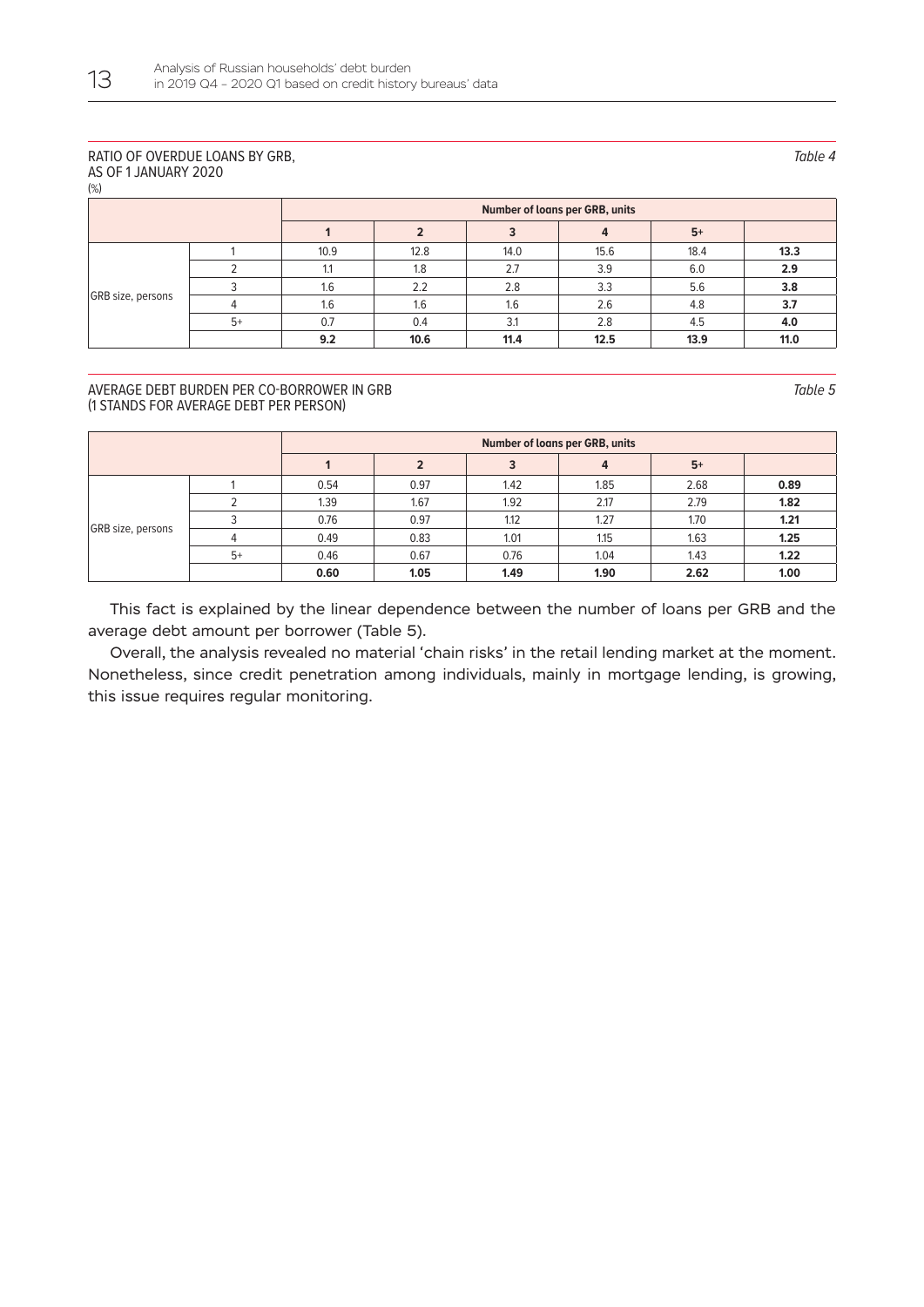RATIO OF OVERDUE LOANS BY GRB,
AS OF 1 JANUARY 2020
(%)

*Table 4*

| | | Number of loans per GRB, units | | | | | |
|---|---|---|---|---|---|---|---|
| | | 1 | 2 | 3 | 4 | 5+ | |
| GRB size, persons | 1 | 10.9 | 12.8 | 14.0 | 15.6 | 18.4 | **13.3** |
| | 2 | 1.1 | 1.8 | 2.7 | 3.9 | 6.0 | **2.9** |
| | 3 | 1.6 | 2.2 | 2.8 | 3.3 | 5.6 | **3.8** |
| | 4 | 1.6 | 1.6 | 1.6 | 2.6 | 4.8 | **3.7** |
| | 5+ | 0.7 | 0.4 | 3.1 | 2.8 | 4.5 | **4.0** |
| | | **9.2** | **10.6** | **11.4** | **12.5** | **13.9** | **11.0** |

AVERAGE DEBT BURDEN PER CO-BORROWER IN GRB
(1 STANDS FOR AVERAGE DEBT PER PERSON)

*Table 5*

| | | Number of loans per GRB, units | | | | | |
|---|---|---|---|---|---|---|---|
| | | 1 | 2 | 3 | 4 | 5+ | |
| GRB size, persons | 1 | 0.54 | 0.97 | 1.42 | 1.85 | 2.68 | **0.89** |
| | 2 | 1.39 | 1.67 | 1.92 | 2.17 | 2.79 | **1.82** |
| | 3 | 0.76 | 0.97 | 1.12 | 1.27 | 1.70 | **1.21** |
| | 4 | 0.49 | 0.83 | 1.01 | 1.15 | 1.63 | **1.25** |
| | 5+ | 0.46 | 0.67 | 0.76 | 1.04 | 1.43 | **1.22** |
| | | **0.60** | **1.05** | **1.49** | **1.90** | **2.62** | **1.00** |

This fact is explained by the linear dependence between the number of loans per GRB and the average debt amount per borrower (Table 5).

Overall, the analysis revealed no material 'chain risks' in the retail lending market at the moment. Nonetheless, since credit penetration among individuals, mainly in mortgage lending, is growing, this issue requires regular monitoring.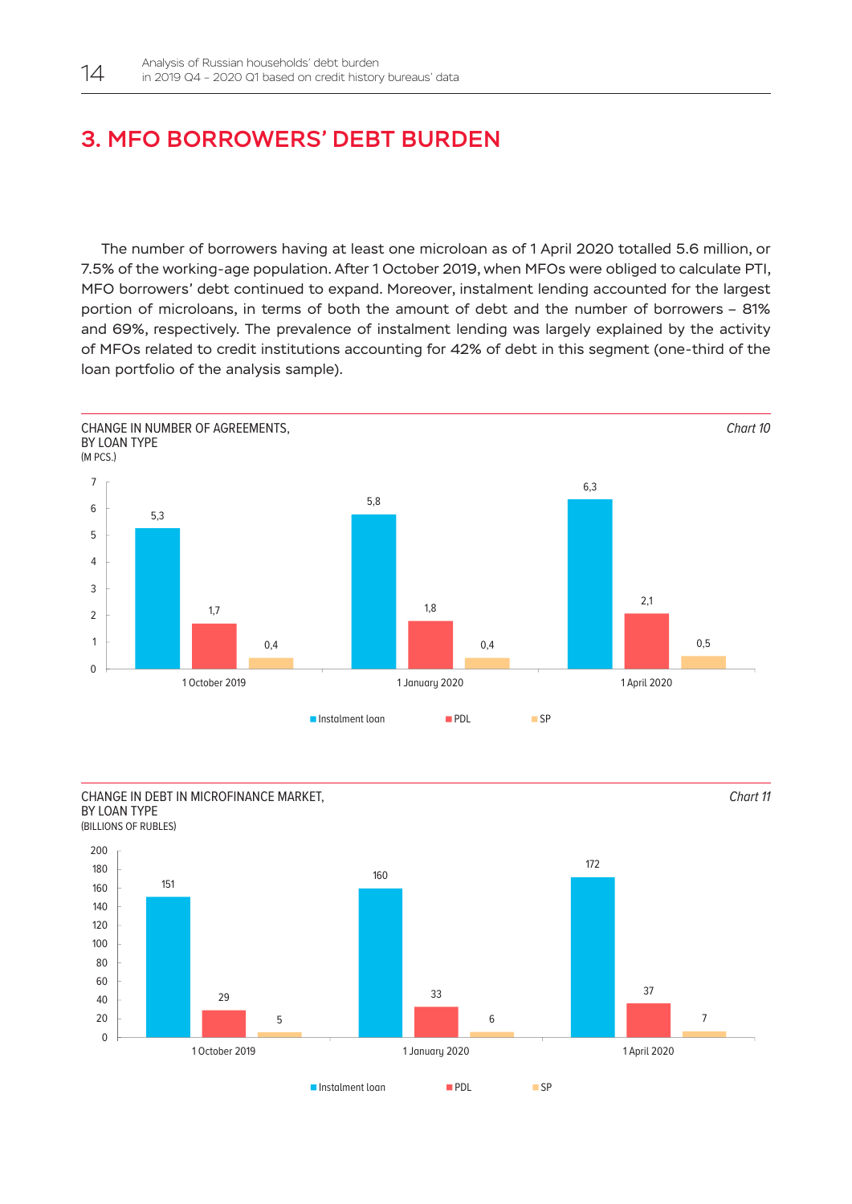# 3. MFO BORROWERS' DEBT BURDEN

The number of borrowers having at least one microloan as of 1 April 2020 totalled 5.6 million, or 7.5% of the working-age population. After 1 October 2019, when MFOs were obliged to calculate PTI, MFO borrowers' debt continued to expand. Moreover, instalment lending accounted for the largest portion of microloans, in terms of both the amount of debt and the number of borrowers – 81% and 69%, respectively. The prevalence of instalment lending was largely explained by the activity of MFOs related to credit institutions accounting for 42% of debt in this segment (one-third of the loan portfolio of the analysis sample).

CHANGE IN NUMBER OF AGREEMENTS, BY LOAN TYPE
(M PCS.)

*Chart 10*

| | Instalment loan | PDL | SP |
|---|---|---|---|
| 1 October 2019 | 5,3 | 1,7 | 0,4 |
| 1 January 2020 | 5,8 | 1,8 | 0,4 |
| 1 April 2020 | 6,3 | 2,1 | 0,5 |

CHANGE IN DEBT IN MICROFINANCE MARKET, BY LOAN TYPE
(BILLIONS OF RUBLES)

*Chart 11*

| | Instalment loan | PDL | SP |
|---|---|---|---|
| 1 October 2019 | 151 | 29 | 5 |
| 1 January 2020 | 160 | 33 | 6 |
| 1 April 2020 | 172 | 37 | 7 |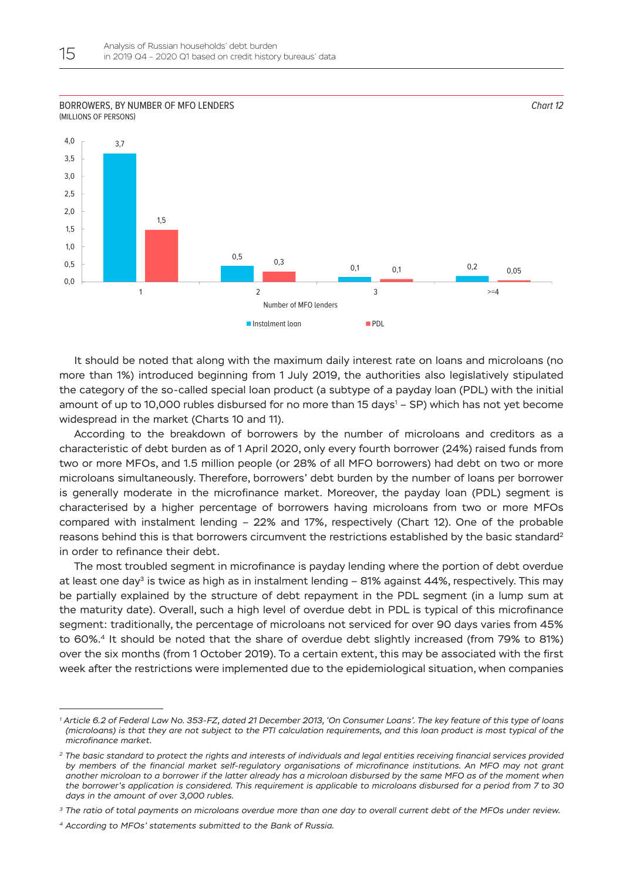BORROWERS, BY NUMBER OF MFO LENDERS
(MILLIONS OF PERSONS)

*Chart 12*

| Number of MFO lenders | Instalment loan | PDL |
|---|---|---|
| 1 | 3,7 | 1,5 |
| 2 | 0,5 | 0,3 |
| 3 | 0,1 | 0,1 |
| >=4 | 0,2 | 0,05 |

It should be noted that along with the maximum daily interest rate on loans and microloans (no more than 1%) introduced beginning from 1 July 2019, the authorities also legislatively stipulated the category of the so-called special loan product (a subtype of a payday loan (PDL) with the initial amount of up to 10,000 rubles disbursed for no more than 15 days[1] – SP) which has not yet become widespread in the market (Charts 10 and 11).

According to the breakdown of borrowers by the number of microloans and creditors as a characteristic of debt burden as of 1 April 2020, only every fourth borrower (24%) raised funds from two or more MFOs, and 1.5 million people (or 28% of all MFO borrowers) had debt on two or more microloans simultaneously. Therefore, borrowers' debt burden by the number of loans per borrower is generally moderate in the microfinance market. Moreover, the payday loan (PDL) segment is characterised by a higher percentage of borrowers having microloans from two or more MFOs compared with instalment lending – 22% and 17%, respectively (Chart 12). One of the probable reasons behind this is that borrowers circumvent the restrictions established by the basic standard[2] in order to refinance their debt.

The most troubled segment in microfinance is payday lending where the portion of debt overdue at least one day[3] is twice as high as in instalment lending – 81% against 44%, respectively. This may be partially explained by the structure of debt repayment in the PDL segment (in a lump sum at the maturity date). Overall, such a high level of overdue debt in PDL is typical of this microfinance segment: traditionally, the percentage of microloans not serviced for over 90 days varies from 45% to 60%.[4] It should be noted that the share of overdue debt slightly increased (from 79% to 81%) over the six months (from 1 October 2019). To a certain extent, this may be associated with the first week after the restrictions were implemented due to the epidemiological situation, when companies

---

[1] *Article 6.2 of Federal Law No. 353-FZ, dated 21 December 2013, 'On Consumer Loans'. The key feature of this type of loans (microloans) is that they are not subject to the PTI calculation requirements, and this loan product is most typical of the microfinance market.*

[2] *The basic standard to protect the rights and interests of individuals and legal entities receiving financial services provided by members of the financial market self-regulatory organisations of microfinance institutions. An MFO may not grant another microloan to a borrower if the latter already has a microloan disbursed by the same MFO as of the moment when the borrower's application is considered. This requirement is applicable to microloans disbursed for a period from 7 to 30 days in the amount of over 3,000 rubles.*

[3] *The ratio of total payments on microloans overdue more than one day to overall current debt of the MFOs under review.*

[4] *According to MFOs' statements submitted to the Bank of Russia.*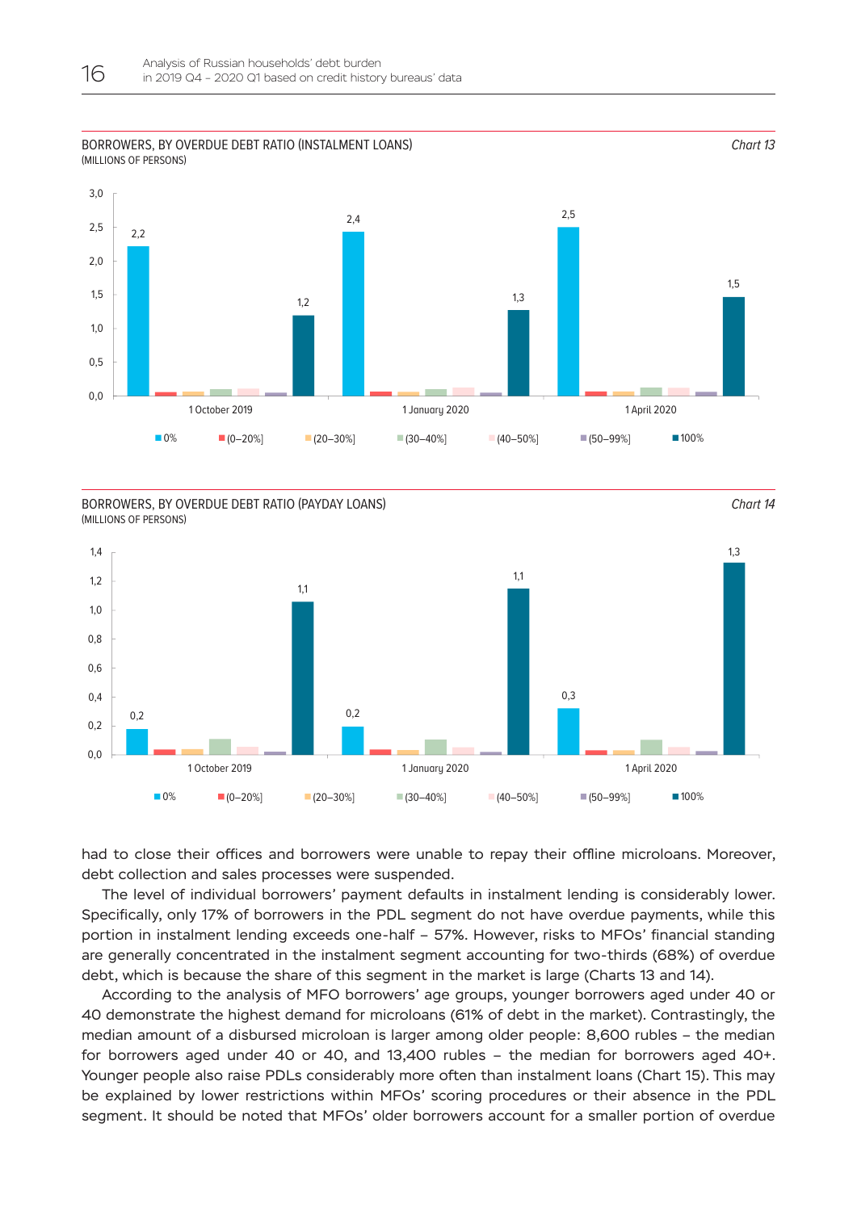BORROWERS, BY OVERDUE DEBT RATIO (INSTALMENT LOANS)
(MILLIONS OF PERSONS)

*Chart 13*

| | 0% | (0–20%] | (20–30%] | (30–40%] | (40–50%] | (50–99%] | 100% |
|---|---|---|---|---|---|---|---|
| 1 October 2019 | 2,2 | | | | | | 1,2 |
| 1 January 2020 | 2,4 | | | | | | 1,3 |
| 1 April 2020 | 2,5 | | | | | | 1,5 |

BORROWERS, BY OVERDUE DEBT RATIO (PAYDAY LOANS)
(MILLIONS OF PERSONS)

*Chart 14*

| | 0% | (0–20%] | (20–30%] | (30–40%] | (40–50%] | (50–99%] | 100% |
|---|---|---|---|---|---|---|---|
| 1 October 2019 | 0,2 | | | | | | 1,1 |
| 1 January 2020 | 0,2 | | | | | | 1,1 |
| 1 April 2020 | 0,3 | | | | | | 1,3 |

had to close their offices and borrowers were unable to repay their offline microloans. Moreover, debt collection and sales processes were suspended.

The level of individual borrowers' payment defaults in instalment lending is considerably lower. Specifically, only 17% of borrowers in the PDL segment do not have overdue payments, while this portion in instalment lending exceeds one-half – 57%. However, risks to MFOs' financial standing are generally concentrated in the instalment segment accounting for two-thirds (68%) of overdue debt, which is because the share of this segment in the market is large (Charts 13 and 14).

According to the analysis of MFO borrowers' age groups, younger borrowers aged under 40 or 40 demonstrate the highest demand for microloans (61% of debt in the market). Contrastingly, the median amount of a disbursed microloan is larger among older people: 8,600 rubles – the median for borrowers aged under 40 or 40, and 13,400 rubles – the median for borrowers aged 40+. Younger people also raise PDLs considerably more often than instalment loans (Chart 15). This may be explained by lower restrictions within MFOs' scoring procedures or their absence in the PDL segment. It should be noted that MFOs' older borrowers account for a smaller portion of overdue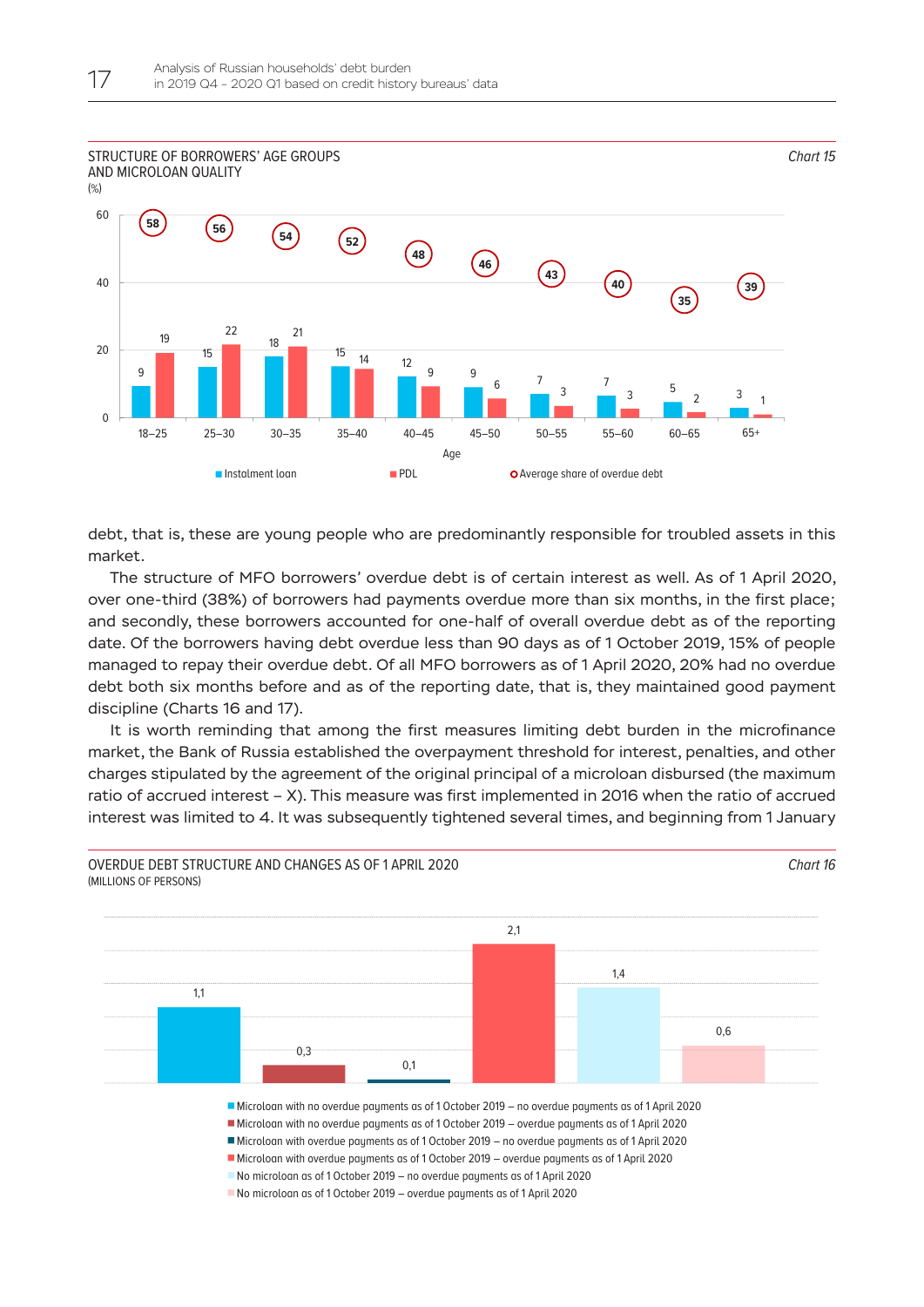STRUCTURE OF BORROWERS' AGE GROUPS AND MICROLOAN QUALITY

*Chart 15*

(%)

| Age | Instalment loan | PDL | Average share of overdue debt |
|---|---|---|---|
| 18–25 | 9 | 19 | 58 |
| 25–30 | 15 | 22 | 56 |
| 30–35 | 18 | 21 | 54 |
| 35–40 | 15 | 14 | 52 |
| 40–45 | 12 | 9 | 48 |
| 45–50 | 9 | 6 | 46 |
| 50–55 | 7 | 3 | 43 |
| 55–60 | 7 | 3 | 40 |
| 60–65 | 5 | 2 | 35 |
| 65+ | 3 | 1 | 39 |

debt, that is, these are young people who are predominantly responsible for troubled assets in this market.

The structure of MFO borrowers' overdue debt is of certain interest as well. As of 1 April 2020, over one-third (38%) of borrowers had payments overdue more than six months, in the first place; and secondly, these borrowers accounted for one-half of overall overdue debt as of the reporting date. Of the borrowers having debt overdue less than 90 days as of 1 October 2019, 15% of people managed to repay their overdue debt. Of all MFO borrowers as of 1 April 2020, 20% had no overdue debt both six months before and as of the reporting date, that is, they maintained good payment discipline (Charts 16 and 17).

It is worth reminding that among the first measures limiting debt burden in the microfinance market, the Bank of Russia established the overpayment threshold for interest, penalties, and other charges stipulated by the agreement of the original principal of a microloan disbursed (the maximum ratio of accrued interest – X). This measure was first implemented in 2016 when the ratio of accrued interest was limited to 4. It was subsequently tightened several times, and beginning from 1 January

OVERDUE DEBT STRUCTURE AND CHANGES AS OF 1 APRIL 2020

*Chart 16*

(MILLIONS OF PERSONS)

| Category | Value |
|---|---|
| Microloan with no overdue payments as of 1 October 2019 – no overdue payments as of 1 April 2020 | 1,1 |
| Microloan with no overdue payments as of 1 October 2019 – overdue payments as of 1 April 2020 | 0,3 |
| Microloan with overdue payments as of 1 October 2019 – no overdue payments as of 1 April 2020 | 0,1 |
| Microloan with overdue payments as of 1 October 2019 – overdue payments as of 1 April 2020 | 2,1 |
| No microloan as of 1 October 2019 – no overdue payments as of 1 April 2020 | 1,4 |
| No microloan as of 1 October 2019 – overdue payments as of 1 April 2020 | 0,6 |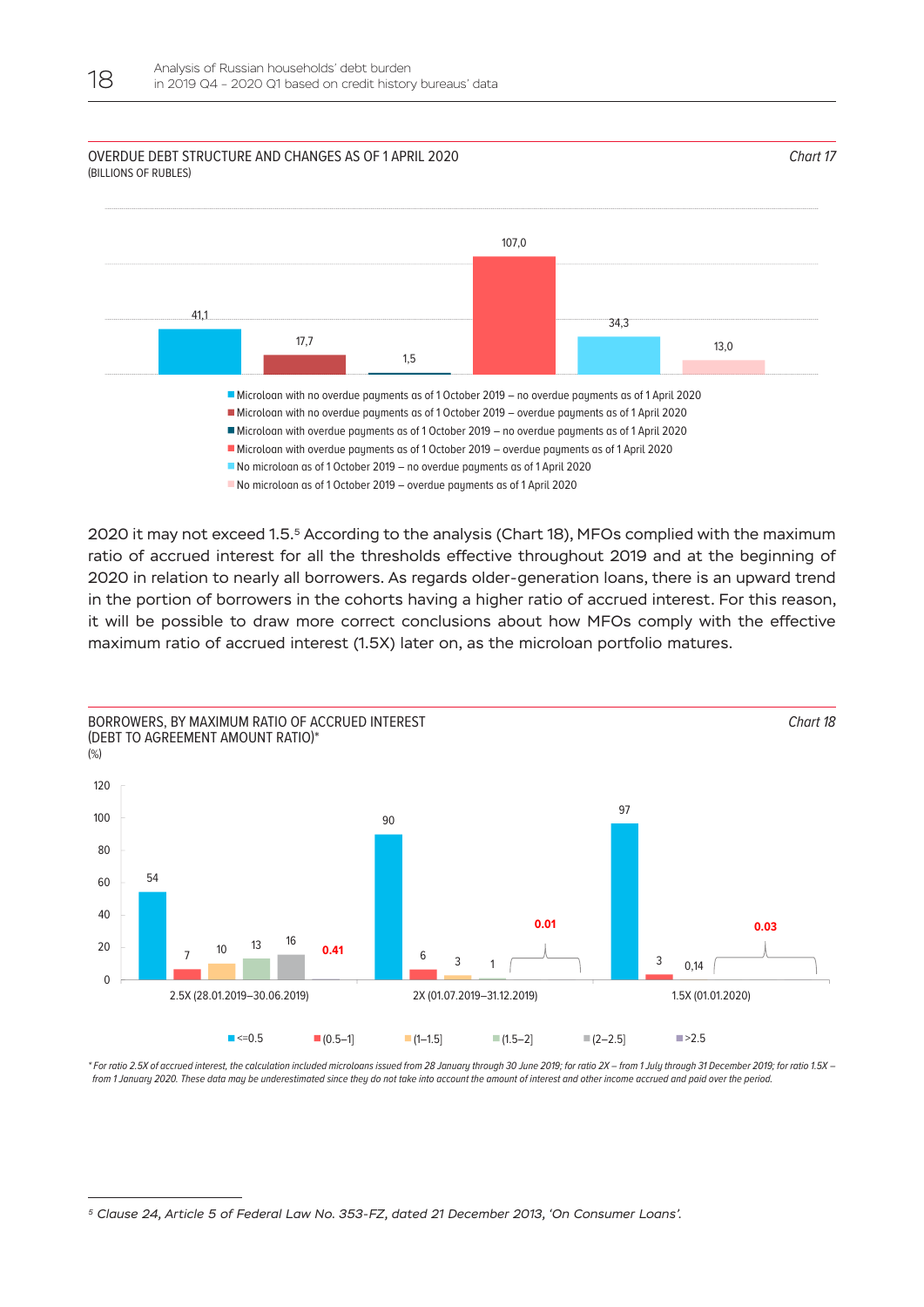OVERDUE DEBT STRUCTURE AND CHANGES AS OF 1 APRIL 2020 *Chart 17*
(BILLIONS OF RUBLES)

| Category | Value |
|---|---|
| Microloan with no overdue payments as of 1 October 2019 – no overdue payments as of 1 April 2020 | 41,1 |
| Microloan with no overdue payments as of 1 October 2019 – overdue payments as of 1 April 2020 | 17,7 |
| Microloan with overdue payments as of 1 October 2019 – no overdue payments as of 1 April 2020 | 1,5 |
| Microloan with overdue payments as of 1 October 2019 – overdue payments as of 1 April 2020 | 107,0 |
| No microloan as of 1 October 2019 – no overdue payments as of 1 April 2020 | 34,3 |
| No microloan as of 1 October 2019 – overdue payments as of 1 April 2020 | 13,0 |

2020 it may not exceed 1.5.[5] According to the analysis (Chart 18), MFOs complied with the maximum ratio of accrued interest for all the thresholds effective throughout 2019 and at the beginning of 2020 in relation to nearly all borrowers. As regards older-generation loans, there is an upward trend in the portion of borrowers in the cohorts having a higher ratio of accrued interest. For this reason, it will be possible to draw more correct conclusions about how MFOs comply with the effective maximum ratio of accrued interest (1.5X) later on, as the microloan portfolio matures.

BORROWERS, BY MAXIMUM RATIO OF ACCRUED INTEREST (DEBT TO AGREEMENT AMOUNT RATIO)* *Chart 18*
(%)

| | <=0.5 | (0.5–1] | (1–1.5] | (1.5–2] | (2–2.5] | >2.5 |
|---|---|---|---|---|---|---|
| 2.5X (28.01.2019–30.06.2019) | 54 | 7 | 10 | 13 | 16 | 0.41 |
| 2X (01.07.2019–31.12.2019) | 90 | 6 | 3 | 1 | 0.01 | |
| 1.5X (01.01.2020) | 97 | 3 | 0,14 | 0.03 | | |

*\* For ratio 2.5X of accrued interest, the calculation included microloans issued from 28 January through 30 June 2019; for ratio 2X – from 1 July through 31 December 2019; for ratio 1.5X – from 1 January 2020. These data may be underestimated since they do not take into account the amount of interest and other income accrued and paid over the period.*

[5] *Clause 24, Article 5 of Federal Law No. 353-FZ, dated 21 December 2013, 'On Consumer Loans'.*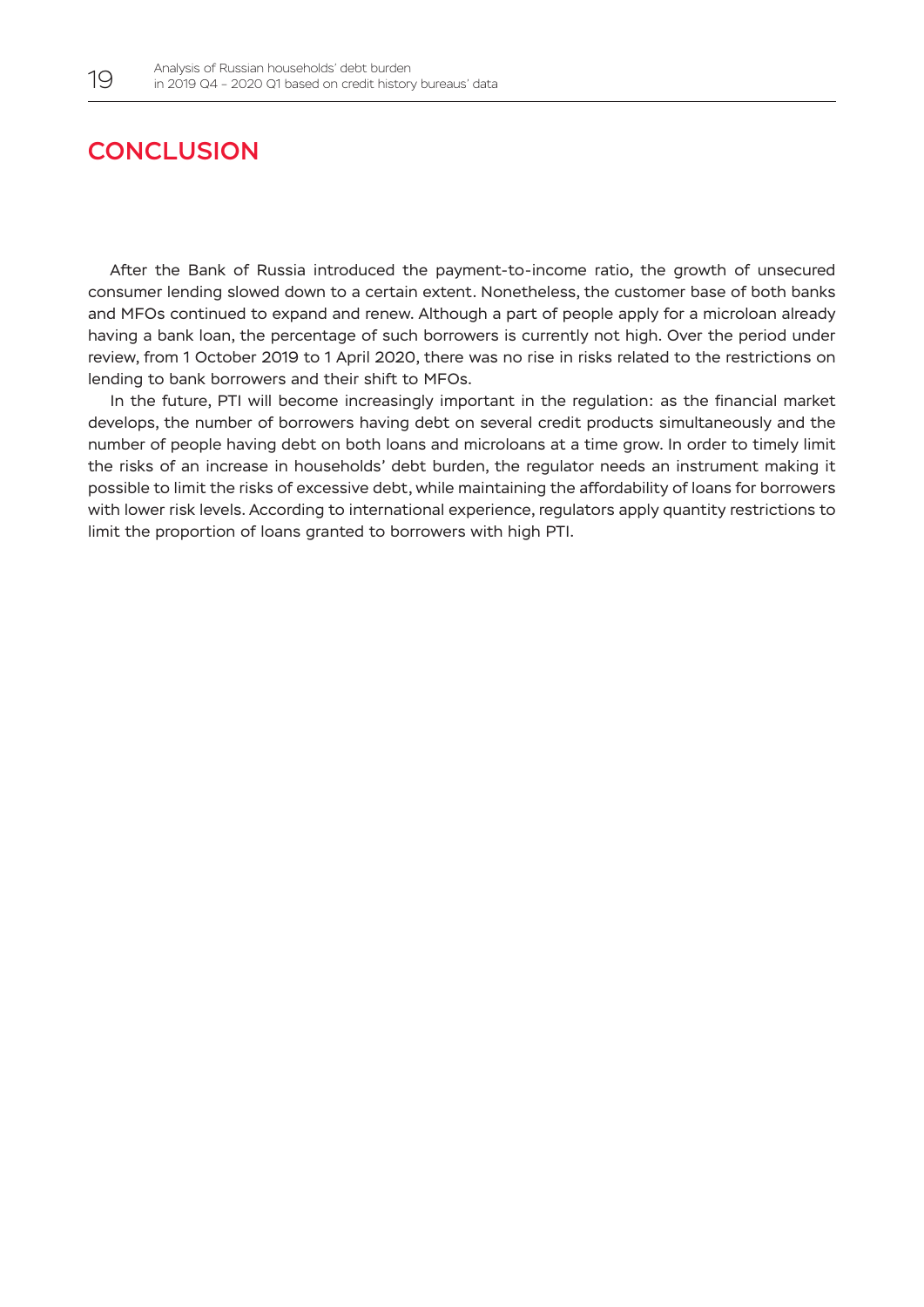# CONCLUSION

After the Bank of Russia introduced the payment-to-income ratio, the growth of unsecured consumer lending slowed down to a certain extent. Nonetheless, the customer base of both banks and MFOs continued to expand and renew. Although a part of people apply for a microloan already having a bank loan, the percentage of such borrowers is currently not high. Over the period under review, from 1 October 2019 to 1 April 2020, there was no rise in risks related to the restrictions on lending to bank borrowers and their shift to MFOs.

In the future, PTI will become increasingly important in the regulation: as the financial market develops, the number of borrowers having debt on several credit products simultaneously and the number of people having debt on both loans and microloans at a time grow. In order to timely limit the risks of an increase in households' debt burden, the regulator needs an instrument making it possible to limit the risks of excessive debt, while maintaining the affordability of loans for borrowers with lower risk levels. According to international experience, regulators apply quantity restrictions to limit the proportion of loans granted to borrowers with high PTI.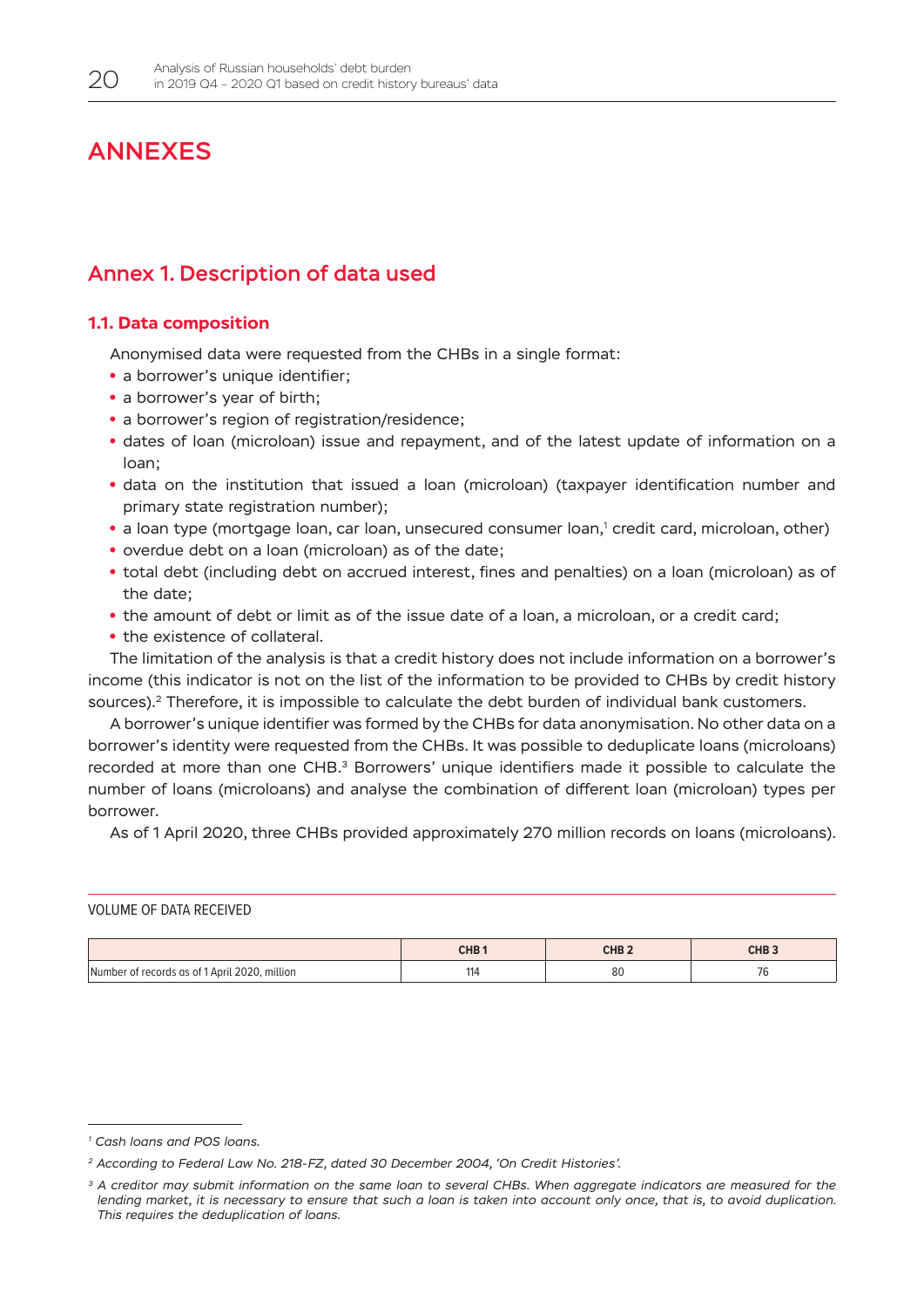# ANNEXES

## Annex 1. Description of data used

### 1.1. Data composition

Anonymised data were requested from the CHBs in a single format:

- a borrower's unique identifier;
- a borrower's year of birth;
- a borrower's region of registration/residence;
- dates of loan (microloan) issue and repayment, and of the latest update of information on a loan;
- data on the institution that issued a loan (microloan) (taxpayer identification number and primary state registration number);
- a loan type (mortgage loan, car loan, unsecured consumer loan,[1] credit card, microloan, other)
- overdue debt on a loan (microloan) as of the date;
- total debt (including debt on accrued interest, fines and penalties) on a loan (microloan) as of the date;
- the amount of debt or limit as of the issue date of a loan, a microloan, or a credit card;
- the existence of collateral.

The limitation of the analysis is that a credit history does not include information on a borrower's income (this indicator is not on the list of the information to be provided to CHBs by credit history sources).[2] Therefore, it is impossible to calculate the debt burden of individual bank customers.

A borrower's unique identifier was formed by the CHBs for data anonymisation. No other data on a borrower's identity were requested from the CHBs. It was possible to deduplicate loans (microloans) recorded at more than one CHB.[3] Borrowers' unique identifiers made it possible to calculate the number of loans (microloans) and analyse the combination of different loan (microloan) types per borrower.

As of 1 April 2020, three CHBs provided approximately 270 million records on loans (microloans).

VOLUME OF DATA RECEIVED

| | CHB 1 | CHB 2 | CHB 3 |
|---|---|---|---|
| Number of records as of 1 April 2020, million | 114 | 80 | 76 |

---

[1] *Cash loans and POS loans.*

[2] *According to Federal Law No. 218-FZ, dated 30 December 2004, 'On Credit Histories'.*

[3] *A creditor may submit information on the same loan to several CHBs. When aggregate indicators are measured for the lending market, it is necessary to ensure that such a loan is taken into account only once, that is, to avoid duplication. This requires the deduplication of loans.*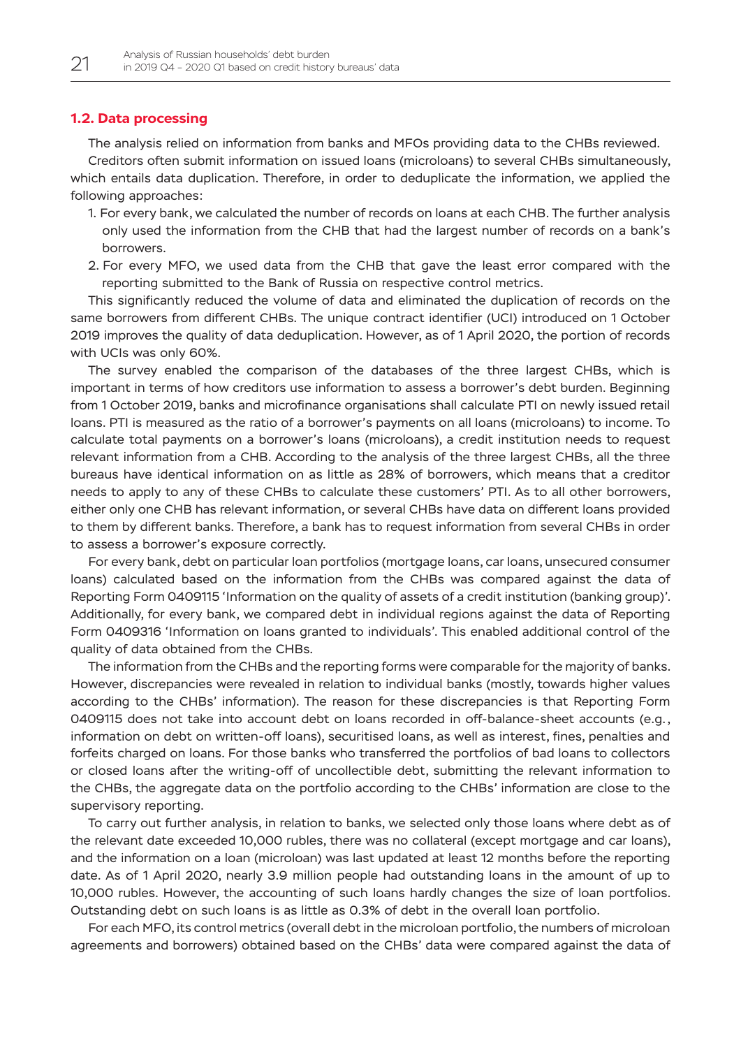### 1.2. Data processing

The analysis relied on information from banks and MFOs providing data to the CHBs reviewed.

Creditors often submit information on issued loans (microloans) to several CHBs simultaneously, which entails data duplication. Therefore, in order to deduplicate the information, we applied the following approaches:

1. For every bank, we calculated the number of records on loans at each CHB. The further analysis only used the information from the CHB that had the largest number of records on a bank's borrowers.
2. For every MFO, we used data from the CHB that gave the least error compared with the reporting submitted to the Bank of Russia on respective control metrics.

This significantly reduced the volume of data and eliminated the duplication of records on the same borrowers from different CHBs. The unique contract identifier (UCI) introduced on 1 October 2019 improves the quality of data deduplication. However, as of 1 April 2020, the portion of records with UCIs was only 60%.

The survey enabled the comparison of the databases of the three largest CHBs, which is important in terms of how creditors use information to assess a borrower's debt burden. Beginning from 1 October 2019, banks and microfinance organisations shall calculate PTI on newly issued retail loans. PTI is measured as the ratio of a borrower's payments on all loans (microloans) to income. To calculate total payments on a borrower's loans (microloans), a credit institution needs to request relevant information from a CHB. According to the analysis of the three largest CHBs, all the three bureaus have identical information on as little as 28% of borrowers, which means that a creditor needs to apply to any of these CHBs to calculate these customers' PTI. As to all other borrowers, either only one CHB has relevant information, or several CHBs have data on different loans provided to them by different banks. Therefore, a bank has to request information from several CHBs in order to assess a borrower's exposure correctly.

For every bank, debt on particular loan portfolios (mortgage loans, car loans, unsecured consumer loans) calculated based on the information from the CHBs was compared against the data of Reporting Form 0409115 'Information on the quality of assets of a credit institution (banking group)'. Additionally, for every bank, we compared debt in individual regions against the data of Reporting Form 0409316 'Information on loans granted to individuals'. This enabled additional control of the quality of data obtained from the CHBs.

The information from the CHBs and the reporting forms were comparable for the majority of banks. However, discrepancies were revealed in relation to individual banks (mostly, towards higher values according to the CHBs' information). The reason for these discrepancies is that Reporting Form 0409115 does not take into account debt on loans recorded in off-balance-sheet accounts (e.g., information on debt on written-off loans), securitised loans, as well as interest, fines, penalties and forfeits charged on loans. For those banks who transferred the portfolios of bad loans to collectors or closed loans after the writing-off of uncollectible debt, submitting the relevant information to the CHBs, the aggregate data on the portfolio according to the CHBs' information are close to the supervisory reporting.

To carry out further analysis, in relation to banks, we selected only those loans where debt as of the relevant date exceeded 10,000 rubles, there was no collateral (except mortgage and car loans), and the information on a loan (microloan) was last updated at least 12 months before the reporting date. As of 1 April 2020, nearly 3.9 million people had outstanding loans in the amount of up to 10,000 rubles. However, the accounting of such loans hardly changes the size of loan portfolios. Outstanding debt on such loans is as little as 0.3% of debt in the overall loan portfolio.

For each MFO, its control metrics (overall debt in the microloan portfolio, the numbers of microloan agreements and borrowers) obtained based on the CHBs' data were compared against the data of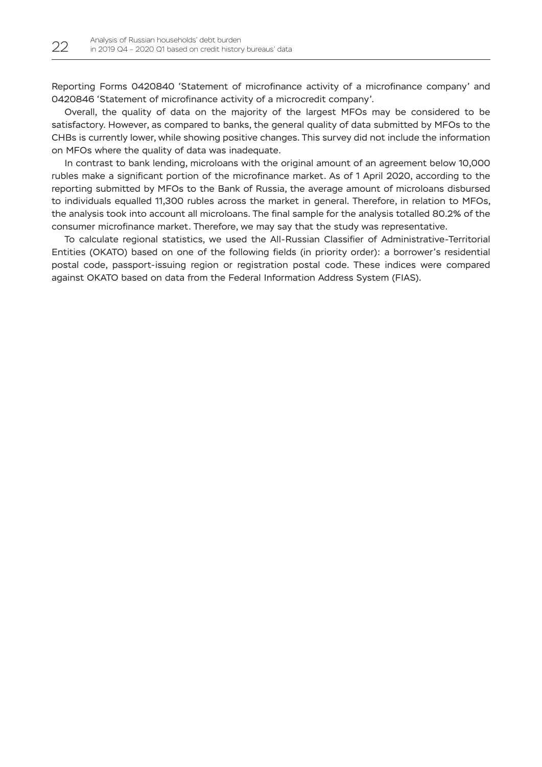Reporting Forms 0420840 'Statement of microfinance activity of a microfinance company' and 0420846 'Statement of microfinance activity of a microcredit company'.

Overall, the quality of data on the majority of the largest MFOs may be considered to be satisfactory. However, as compared to banks, the general quality of data submitted by MFOs to the CHBs is currently lower, while showing positive changes. This survey did not include the information on MFOs where the quality of data was inadequate.

In contrast to bank lending, microloans with the original amount of an agreement below 10,000 rubles make a significant portion of the microfinance market. As of 1 April 2020, according to the reporting submitted by MFOs to the Bank of Russia, the average amount of microloans disbursed to individuals equalled 11,300 rubles across the market in general. Therefore, in relation to MFOs, the analysis took into account all microloans. The final sample for the analysis totalled 80.2% of the consumer microfinance market. Therefore, we may say that the study was representative.

To calculate regional statistics, we used the All-Russian Classifier of Administrative-Territorial Entities (OKATO) based on one of the following fields (in priority order): a borrower's residential postal code, passport-issuing region or registration postal code. These indices were compared against OKATO based on data from the Federal Information Address System (FIAS).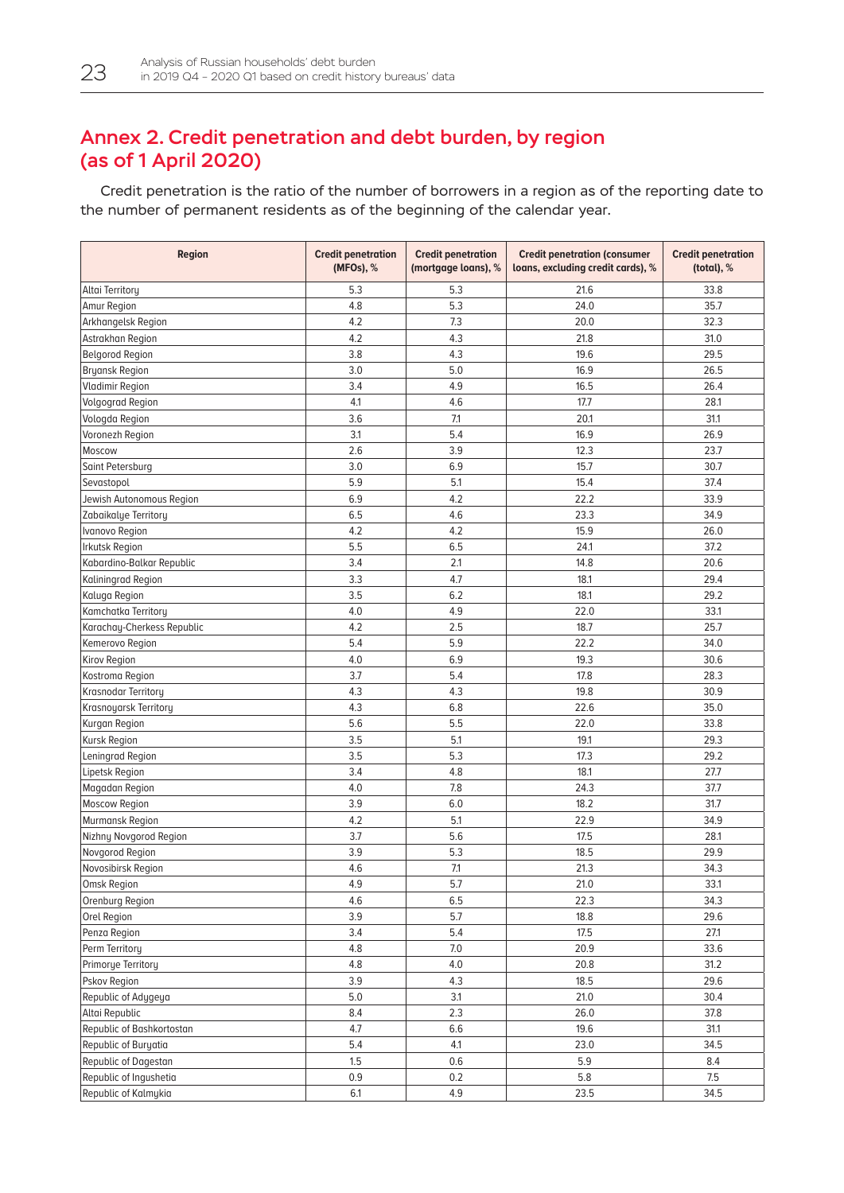# Annex 2. Credit penetration and debt burden, by region (as of 1 April 2020)

Credit penetration is the ratio of the number of borrowers in a region as of the reporting date to the number of permanent residents as of the beginning of the calendar year.

| Region | Credit penetration (MFOs), % | Credit penetration (mortgage loans), % | Credit penetration (consumer loans, excluding credit cards), % | Credit penetration (total), % |
|---|---|---|---|---|
| Altai Territory | 5.3 | 5.3 | 21.6 | 33.8 |
| Amur Region | 4.8 | 5.3 | 24.0 | 35.7 |
| Arkhangelsk Region | 4.2 | 7.3 | 20.0 | 32.3 |
| Astrakhan Region | 4.2 | 4.3 | 21.8 | 31.0 |
| Belgorod Region | 3.8 | 4.3 | 19.6 | 29.5 |
| Bryansk Region | 3.0 | 5.0 | 16.9 | 26.5 |
| Vladimir Region | 3.4 | 4.9 | 16.5 | 26.4 |
| Volgograd Region | 4.1 | 4.6 | 17.7 | 28.1 |
| Vologda Region | 3.6 | 7.1 | 20.1 | 31.1 |
| Voronezh Region | 3.1 | 5.4 | 16.9 | 26.9 |
| Moscow | 2.6 | 3.9 | 12.3 | 23.7 |
| Saint Petersburg | 3.0 | 6.9 | 15.7 | 30.7 |
| Sevastopol | 5.9 | 5.1 | 15.4 | 37.4 |
| Jewish Autonomous Region | 6.9 | 4.2 | 22.2 | 33.9 |
| Zabaikalye Territory | 6.5 | 4.6 | 23.3 | 34.9 |
| Ivanovo Region | 4.2 | 4.2 | 15.9 | 26.0 |
| Irkutsk Region | 5.5 | 6.5 | 24.1 | 37.2 |
| Kabardino-Balkar Republic | 3.4 | 2.1 | 14.8 | 20.6 |
| Kaliningrad Region | 3.3 | 4.7 | 18.1 | 29.4 |
| Kaluga Region | 3.5 | 6.2 | 18.1 | 29.2 |
| Kamchatka Territory | 4.0 | 4.9 | 22.0 | 33.1 |
| Karachay-Cherkess Republic | 4.2 | 2.5 | 18.7 | 25.7 |
| Kemerovo Region | 5.4 | 5.9 | 22.2 | 34.0 |
| Kirov Region | 4.0 | 6.9 | 19.3 | 30.6 |
| Kostroma Region | 3.7 | 5.4 | 17.8 | 28.3 |
| Krasnodar Territory | 4.3 | 4.3 | 19.8 | 30.9 |
| Krasnoyarsk Territory | 4.3 | 6.8 | 22.6 | 35.0 |
| Kurgan Region | 5.6 | 5.5 | 22.0 | 33.8 |
| Kursk Region | 3.5 | 5.1 | 19.1 | 29.3 |
| Leningrad Region | 3.5 | 5.3 | 17.3 | 29.2 |
| Lipetsk Region | 3.4 | 4.8 | 18.1 | 27.7 |
| Magadan Region | 4.0 | 7.8 | 24.3 | 37.7 |
| Moscow Region | 3.9 | 6.0 | 18.2 | 31.7 |
| Murmansk Region | 4.2 | 5.1 | 22.9 | 34.9 |
| Nizhny Novgorod Region | 3.7 | 5.6 | 17.5 | 28.1 |
| Novgorod Region | 3.9 | 5.3 | 18.5 | 29.9 |
| Novosibirsk Region | 4.6 | 7.1 | 21.3 | 34.3 |
| Omsk Region | 4.9 | 5.7 | 21.0 | 33.1 |
| Orenburg Region | 4.6 | 6.5 | 22.3 | 34.3 |
| Orel Region | 3.9 | 5.7 | 18.8 | 29.6 |
| Penza Region | 3.4 | 5.4 | 17.5 | 27.1 |
| Perm Territory | 4.8 | 7.0 | 20.9 | 33.6 |
| Primorye Territory | 4.8 | 4.0 | 20.8 | 31.2 |
| Pskov Region | 3.9 | 4.3 | 18.5 | 29.6 |
| Republic of Adygeya | 5.0 | 3.1 | 21.0 | 30.4 |
| Altai Republic | 8.4 | 2.3 | 26.0 | 37.8 |
| Republic of Bashkortostan | 4.7 | 6.6 | 19.6 | 31.1 |
| Republic of Buryatia | 5.4 | 4.1 | 23.0 | 34.5 |
| Republic of Dagestan | 1.5 | 0.6 | 5.9 | 8.4 |
| Republic of Ingushetia | 0.9 | 0.2 | 5.8 | 7.5 |
| Republic of Kalmykia | 6.1 | 4.9 | 23.5 | 34.5 |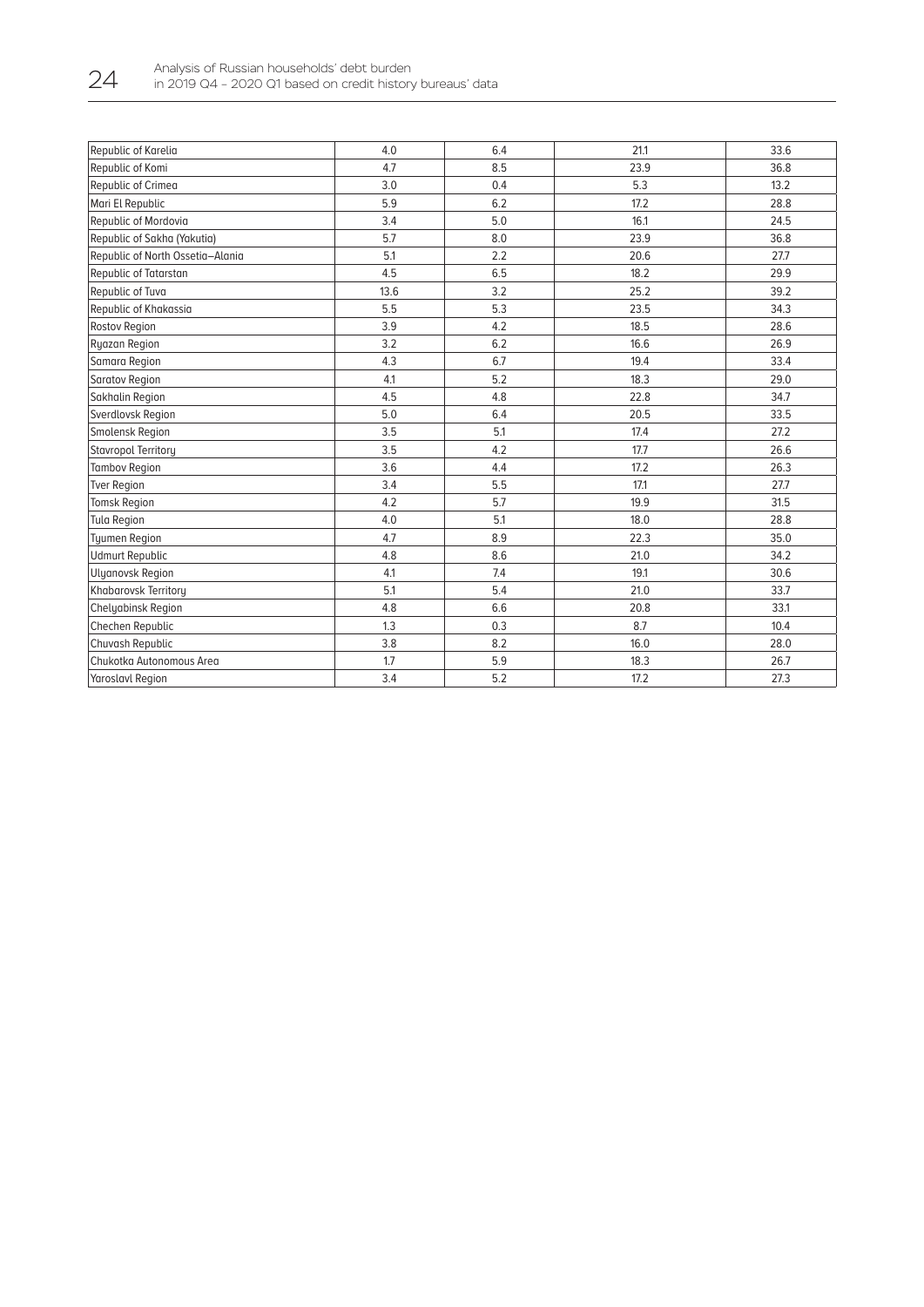| | | | | |
|---|---|---|---|---|
| Republic of Karelia | 4.0 | 6.4 | 21.1 | 33.6 |
| Republic of Komi | 4.7 | 8.5 | 23.9 | 36.8 |
| Republic of Crimea | 3.0 | 0.4 | 5.3 | 13.2 |
| Mari El Republic | 5.9 | 6.2 | 17.2 | 28.8 |
| Republic of Mordovia | 3.4 | 5.0 | 16.1 | 24.5 |
| Republic of Sakha (Yakutia) | 5.7 | 8.0 | 23.9 | 36.8 |
| Republic of North Ossetia–Alania | 5.1 | 2.2 | 20.6 | 27.7 |
| Republic of Tatarstan | 4.5 | 6.5 | 18.2 | 29.9 |
| Republic of Tuva | 13.6 | 3.2 | 25.2 | 39.2 |
| Republic of Khakassia | 5.5 | 5.3 | 23.5 | 34.3 |
| Rostov Region | 3.9 | 4.2 | 18.5 | 28.6 |
| Ryazan Region | 3.2 | 6.2 | 16.6 | 26.9 |
| Samara Region | 4.3 | 6.7 | 19.4 | 33.4 |
| Saratov Region | 4.1 | 5.2 | 18.3 | 29.0 |
| Sakhalin Region | 4.5 | 4.8 | 22.8 | 34.7 |
| Sverdlovsk Region | 5.0 | 6.4 | 20.5 | 33.5 |
| Smolensk Region | 3.5 | 5.1 | 17.4 | 27.2 |
| Stavropol Territory | 3.5 | 4.2 | 17.7 | 26.6 |
| Tambov Region | 3.6 | 4.4 | 17.2 | 26.3 |
| Tver Region | 3.4 | 5.5 | 17.1 | 27.7 |
| Tomsk Region | 4.2 | 5.7 | 19.9 | 31.5 |
| Tula Region | 4.0 | 5.1 | 18.0 | 28.8 |
| Tyumen Region | 4.7 | 8.9 | 22.3 | 35.0 |
| Udmurt Republic | 4.8 | 8.6 | 21.0 | 34.2 |
| Ulyanovsk Region | 4.1 | 7.4 | 19.1 | 30.6 |
| Khabarovsk Territory | 5.1 | 5.4 | 21.0 | 33.7 |
| Chelyabinsk Region | 4.8 | 6.6 | 20.8 | 33.1 |
| Chechen Republic | 1.3 | 0.3 | 8.7 | 10.4 |
| Chuvash Republic | 3.8 | 8.2 | 16.0 | 28.0 |
| Chukotka Autonomous Area | 1.7 | 5.9 | 18.3 | 26.7 |
| Yaroslavl Region | 3.4 | 5.2 | 17.2 | 27.3 |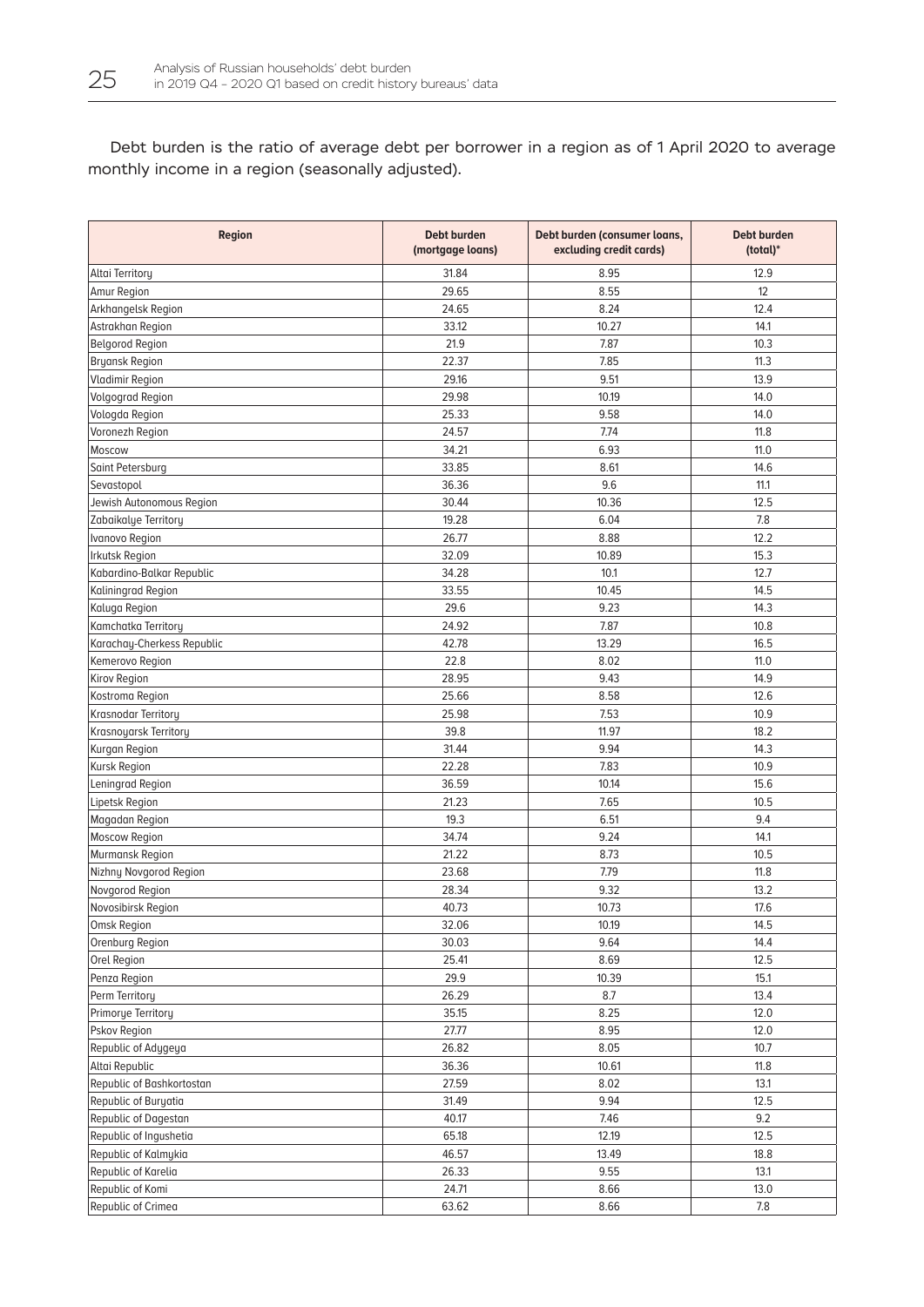Debt burden is the ratio of average debt per borrower in a region as of 1 April 2020 to average monthly income in a region (seasonally adjusted).

| Region | Debt burden (mortgage loans) | Debt burden (consumer loans, excluding credit cards) | Debt burden (total)* |
|---|---|---|---|
| Altai Territory | 31.84 | 8.95 | 12.9 |
| Amur Region | 29.65 | 8.55 | 12 |
| Arkhangelsk Region | 24.65 | 8.24 | 12.4 |
| Astrakhan Region | 33.12 | 10.27 | 14.1 |
| Belgorod Region | 21.9 | 7.87 | 10.3 |
| Bryansk Region | 22.37 | 7.85 | 11.3 |
| Vladimir Region | 29.16 | 9.51 | 13.9 |
| Volgograd Region | 29.98 | 10.19 | 14.0 |
| Vologda Region | 25.33 | 9.58 | 14.0 |
| Voronezh Region | 24.57 | 7.74 | 11.8 |
| Moscow | 34.21 | 6.93 | 11.0 |
| Saint Petersburg | 33.85 | 8.61 | 14.6 |
| Sevastopol | 36.36 | 9.6 | 11.1 |
| Jewish Autonomous Region | 30.44 | 10.36 | 12.5 |
| Zabaikalye Territory | 19.28 | 6.04 | 7.8 |
| Ivanovo Region | 26.77 | 8.88 | 12.2 |
| Irkutsk Region | 32.09 | 10.89 | 15.3 |
| Kabardino-Balkar Republic | 34.28 | 10.1 | 12.7 |
| Kaliningrad Region | 33.55 | 10.45 | 14.5 |
| Kaluga Region | 29.6 | 9.23 | 14.3 |
| Kamchatka Territory | 24.92 | 7.87 | 10.8 |
| Karachay-Cherkess Republic | 42.78 | 13.29 | 16.5 |
| Kemerovo Region | 22.8 | 8.02 | 11.0 |
| Kirov Region | 28.95 | 9.43 | 14.9 |
| Kostroma Region | 25.66 | 8.58 | 12.6 |
| Krasnodar Territory | 25.98 | 7.53 | 10.9 |
| Krasnoyarsk Territory | 39.8 | 11.97 | 18.2 |
| Kurgan Region | 31.44 | 9.94 | 14.3 |
| Kursk Region | 22.28 | 7.83 | 10.9 |
| Leningrad Region | 36.59 | 10.14 | 15.6 |
| Lipetsk Region | 21.23 | 7.65 | 10.5 |
| Magadan Region | 19.3 | 6.51 | 9.4 |
| Moscow Region | 34.74 | 9.24 | 14.1 |
| Murmansk Region | 21.22 | 8.73 | 10.5 |
| Nizhny Novgorod Region | 23.68 | 7.79 | 11.8 |
| Novgorod Region | 28.34 | 9.32 | 13.2 |
| Novosibirsk Region | 40.73 | 10.73 | 17.6 |
| Omsk Region | 32.06 | 10.19 | 14.5 |
| Orenburg Region | 30.03 | 9.64 | 14.4 |
| Orel Region | 25.41 | 8.69 | 12.5 |
| Penza Region | 29.9 | 10.39 | 15.1 |
| Perm Territory | 26.29 | 8.7 | 13.4 |
| Primorye Territory | 35.15 | 8.25 | 12.0 |
| Pskov Region | 27.77 | 8.95 | 12.0 |
| Republic of Adygeya | 26.82 | 8.05 | 10.7 |
| Altai Republic | 36.36 | 10.61 | 11.8 |
| Republic of Bashkortostan | 27.59 | 8.02 | 13.1 |
| Republic of Buryatia | 31.49 | 9.94 | 12.5 |
| Republic of Dagestan | 40.17 | 7.46 | 9.2 |
| Republic of Ingushetia | 65.18 | 12.19 | 12.5 |
| Republic of Kalmykia | 46.57 | 13.49 | 18.8 |
| Republic of Karelia | 26.33 | 9.55 | 13.1 |
| Republic of Komi | 24.71 | 8.66 | 13.0 |
| Republic of Crimea | 63.62 | 8.66 | 7.8 |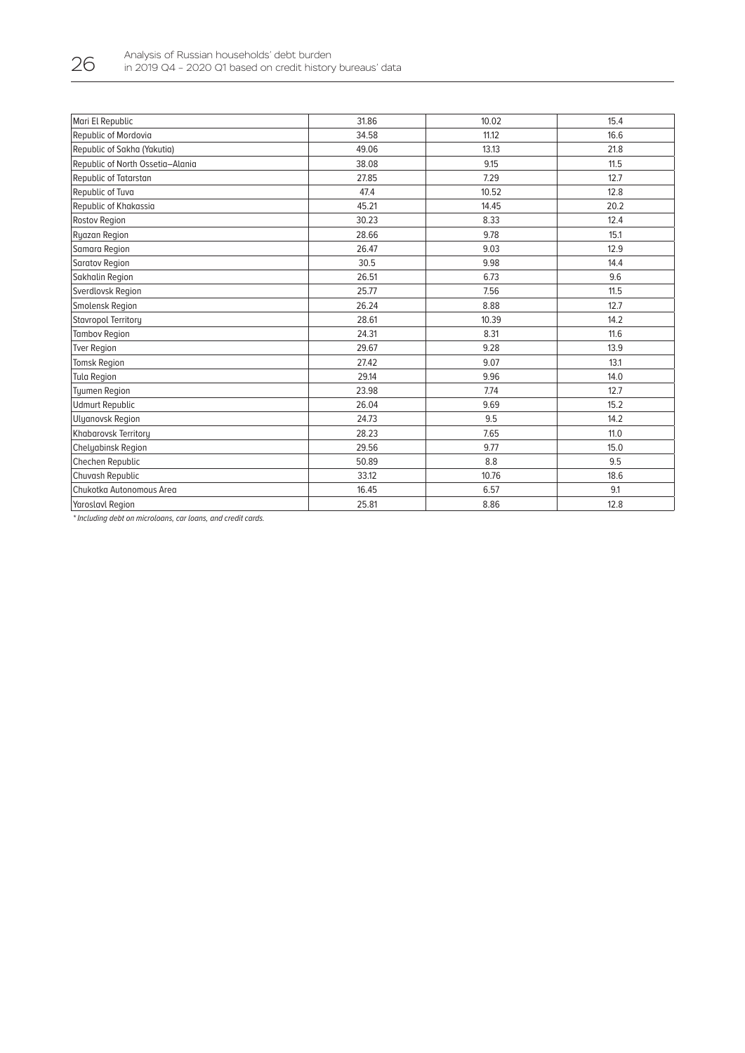| | | | |
|---|---|---|---|
| Mari El Republic | 31.86 | 10.02 | 15.4 |
| Republic of Mordovia | 34.58 | 11.12 | 16.6 |
| Republic of Sakha (Yakutia) | 49.06 | 13.13 | 21.8 |
| Republic of North Ossetia–Alania | 38.08 | 9.15 | 11.5 |
| Republic of Tatarstan | 27.85 | 7.29 | 12.7 |
| Republic of Tuva | 47.4 | 10.52 | 12.8 |
| Republic of Khakassia | 45.21 | 14.45 | 20.2 |
| Rostov Region | 30.23 | 8.33 | 12.4 |
| Ryazan Region | 28.66 | 9.78 | 15.1 |
| Samara Region | 26.47 | 9.03 | 12.9 |
| Saratov Region | 30.5 | 9.98 | 14.4 |
| Sakhalin Region | 26.51 | 6.73 | 9.6 |
| Sverdlovsk Region | 25.77 | 7.56 | 11.5 |
| Smolensk Region | 26.24 | 8.88 | 12.7 |
| Stavropol Territory | 28.61 | 10.39 | 14.2 |
| Tambov Region | 24.31 | 8.31 | 11.6 |
| Tver Region | 29.67 | 9.28 | 13.9 |
| Tomsk Region | 27.42 | 9.07 | 13.1 |
| Tula Region | 29.14 | 9.96 | 14.0 |
| Tyumen Region | 23.98 | 7.74 | 12.7 |
| Udmurt Republic | 26.04 | 9.69 | 15.2 |
| Ulyanovsk Region | 24.73 | 9.5 | 14.2 |
| Khabarovsk Territory | 28.23 | 7.65 | 11.0 |
| Chelyabinsk Region | 29.56 | 9.77 | 15.0 |
| Chechen Republic | 50.89 | 8.8 | 9.5 |
| Chuvash Republic | 33.12 | 10.76 | 18.6 |
| Chukotka Autonomous Area | 16.45 | 6.57 | 9.1 |
| Yaroslavl Region | 25.81 | 8.86 | 12.8 |

*\* Including debt on microloans, car loans, and credit cards.*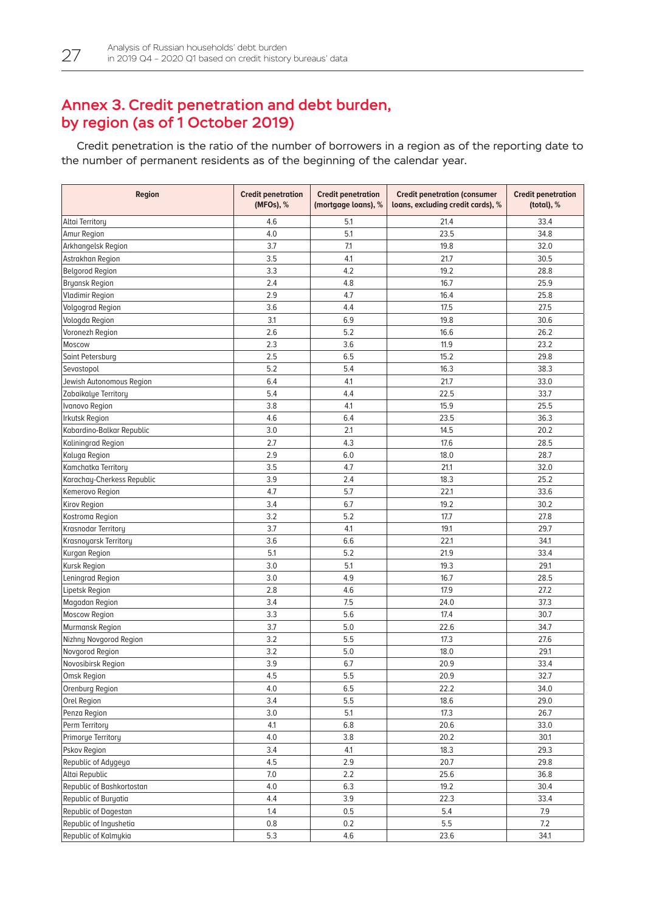## Annex 3. Credit penetration and debt burden, by region (as of 1 October 2019)

Credit penetration is the ratio of the number of borrowers in a region as of the reporting date to the number of permanent residents as of the beginning of the calendar year.

| Region | Credit penetration (MFOs), % | Credit penetration (mortgage loans), % | Credit penetration (consumer loans, excluding credit cards), % | Credit penetration (total), % |
|---|---|---|---|---|
| Altai Territory | 4.6 | 5.1 | 21.4 | 33.4 |
| Amur Region | 4.0 | 5.1 | 23.5 | 34.8 |
| Arkhangelsk Region | 3.7 | 7.1 | 19.8 | 32.0 |
| Astrakhan Region | 3.5 | 4.1 | 21.7 | 30.5 |
| Belgorod Region | 3.3 | 4.2 | 19.2 | 28.8 |
| Bryansk Region | 2.4 | 4.8 | 16.7 | 25.9 |
| Vladimir Region | 2.9 | 4.7 | 16.4 | 25.8 |
| Volgograd Region | 3.6 | 4.4 | 17.5 | 27.5 |
| Vologda Region | 3.1 | 6.9 | 19.8 | 30.6 |
| Voronezh Region | 2.6 | 5.2 | 16.6 | 26.2 |
| Moscow | 2.3 | 3.6 | 11.9 | 23.2 |
| Saint Petersburg | 2.5 | 6.5 | 15.2 | 29.8 |
| Sevastopol | 5.2 | 5.4 | 16.3 | 38.3 |
| Jewish Autonomous Region | 6.4 | 4.1 | 21.7 | 33.0 |
| Zabaikalye Territory | 5.4 | 4.4 | 22.5 | 33.7 |
| Ivanovo Region | 3.8 | 4.1 | 15.9 | 25.5 |
| Irkutsk Region | 4.6 | 6.4 | 23.5 | 36.3 |
| Kabardino-Balkar Republic | 3.0 | 2.1 | 14.5 | 20.2 |
| Kaliningrad Region | 2.7 | 4.3 | 17.6 | 28.5 |
| Kaluga Region | 2.9 | 6.0 | 18.0 | 28.7 |
| Kamchatka Territory | 3.5 | 4.7 | 21.1 | 32.0 |
| Karachay-Cherkess Republic | 3.9 | 2.4 | 18.3 | 25.2 |
| Kemerovo Region | 4.7 | 5.7 | 22.1 | 33.6 |
| Kirov Region | 3.4 | 6.7 | 19.2 | 30.2 |
| Kostroma Region | 3.2 | 5.2 | 17.7 | 27.8 |
| Krasnodar Territory | 3.7 | 4.1 | 19.1 | 29.7 |
| Krasnoyarsk Territory | 3.6 | 6.6 | 22.1 | 34.1 |
| Kurgan Region | 5.1 | 5.2 | 21.9 | 33.4 |
| Kursk Region | 3.0 | 5.1 | 19.3 | 29.1 |
| Leningrad Region | 3.0 | 4.9 | 16.7 | 28.5 |
| Lipetsk Region | 2.8 | 4.6 | 17.9 | 27.2 |
| Magadan Region | 3.4 | 7.5 | 24.0 | 37.3 |
| Moscow Region | 3.3 | 5.6 | 17.4 | 30.7 |
| Murmansk Region | 3.7 | 5.0 | 22.6 | 34.7 |
| Nizhny Novgorod Region | 3.2 | 5.5 | 17.3 | 27.6 |
| Novgorod Region | 3.2 | 5.0 | 18.0 | 29.1 |
| Novosibirsk Region | 3.9 | 6.7 | 20.9 | 33.4 |
| Omsk Region | 4.5 | 5.5 | 20.9 | 32.7 |
| Orenburg Region | 4.0 | 6.5 | 22.2 | 34.0 |
| Orel Region | 3.4 | 5.5 | 18.6 | 29.0 |
| Penza Region | 3.0 | 5.1 | 17.3 | 26.7 |
| Perm Territory | 4.1 | 6.8 | 20.6 | 33.0 |
| Primorye Territory | 4.0 | 3.8 | 20.2 | 30.1 |
| Pskov Region | 3.4 | 4.1 | 18.3 | 29.3 |
| Republic of Adygeya | 4.5 | 2.9 | 20.7 | 29.8 |
| Altai Republic | 7.0 | 2.2 | 25.6 | 36.8 |
| Republic of Bashkortostan | 4.0 | 6.3 | 19.2 | 30.4 |
| Republic of Buryatia | 4.4 | 3.9 | 22.3 | 33.4 |
| Republic of Dagestan | 1.4 | 0.5 | 5.4 | 7.9 |
| Republic of Ingushetia | 0.8 | 0.2 | 5.5 | 7.2 |
| Republic of Kalmykia | 5.3 | 4.6 | 23.6 | 34.1 |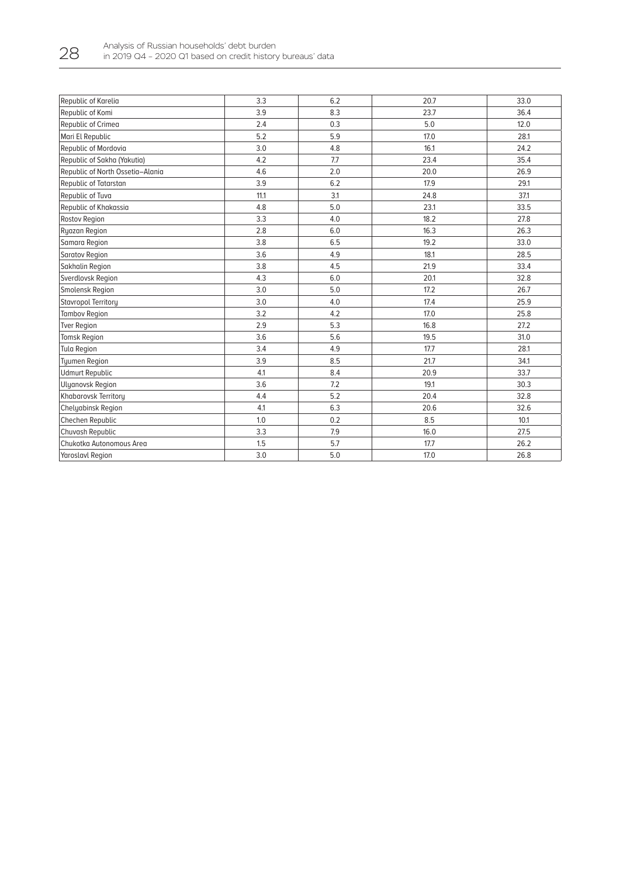| | | | | |
|---|---|---|---|---|
| Republic of Karelia | 3.3 | 6.2 | 20.7 | 33.0 |
| Republic of Komi | 3.9 | 8.3 | 23.7 | 36.4 |
| Republic of Crimea | 2.4 | 0.3 | 5.0 | 12.0 |
| Mari El Republic | 5.2 | 5.9 | 17.0 | 28.1 |
| Republic of Mordovia | 3.0 | 4.8 | 16.1 | 24.2 |
| Republic of Sakha (Yakutia) | 4.2 | 7.7 | 23.4 | 35.4 |
| Republic of North Ossetia–Alania | 4.6 | 2.0 | 20.0 | 26.9 |
| Republic of Tatarstan | 3.9 | 6.2 | 17.9 | 29.1 |
| Republic of Tuva | 11.1 | 3.1 | 24.8 | 37.1 |
| Republic of Khakassia | 4.8 | 5.0 | 23.1 | 33.5 |
| Rostov Region | 3.3 | 4.0 | 18.2 | 27.8 |
| Ryazan Region | 2.8 | 6.0 | 16.3 | 26.3 |
| Samara Region | 3.8 | 6.5 | 19.2 | 33.0 |
| Saratov Region | 3.6 | 4.9 | 18.1 | 28.5 |
| Sakhalin Region | 3.8 | 4.5 | 21.9 | 33.4 |
| Sverdlovsk Region | 4.3 | 6.0 | 20.1 | 32.8 |
| Smolensk Region | 3.0 | 5.0 | 17.2 | 26.7 |
| Stavropol Territory | 3.0 | 4.0 | 17.4 | 25.9 |
| Tambov Region | 3.2 | 4.2 | 17.0 | 25.8 |
| Tver Region | 2.9 | 5.3 | 16.8 | 27.2 |
| Tomsk Region | 3.6 | 5.6 | 19.5 | 31.0 |
| Tula Region | 3.4 | 4.9 | 17.7 | 28.1 |
| Tyumen Region | 3.9 | 8.5 | 21.7 | 34.1 |
| Udmurt Republic | 4.1 | 8.4 | 20.9 | 33.7 |
| Ulyanovsk Region | 3.6 | 7.2 | 19.1 | 30.3 |
| Khabarovsk Territory | 4.4 | 5.2 | 20.4 | 32.8 |
| Chelyabinsk Region | 4.1 | 6.3 | 20.6 | 32.6 |
| Chechen Republic | 1.0 | 0.2 | 8.5 | 10.1 |
| Chuvash Republic | 3.3 | 7.9 | 16.0 | 27.5 |
| Chukotka Autonomous Area | 1.5 | 5.7 | 17.7 | 26.2 |
| Yaroslavl Region | 3.0 | 5.0 | 17.0 | 26.8 |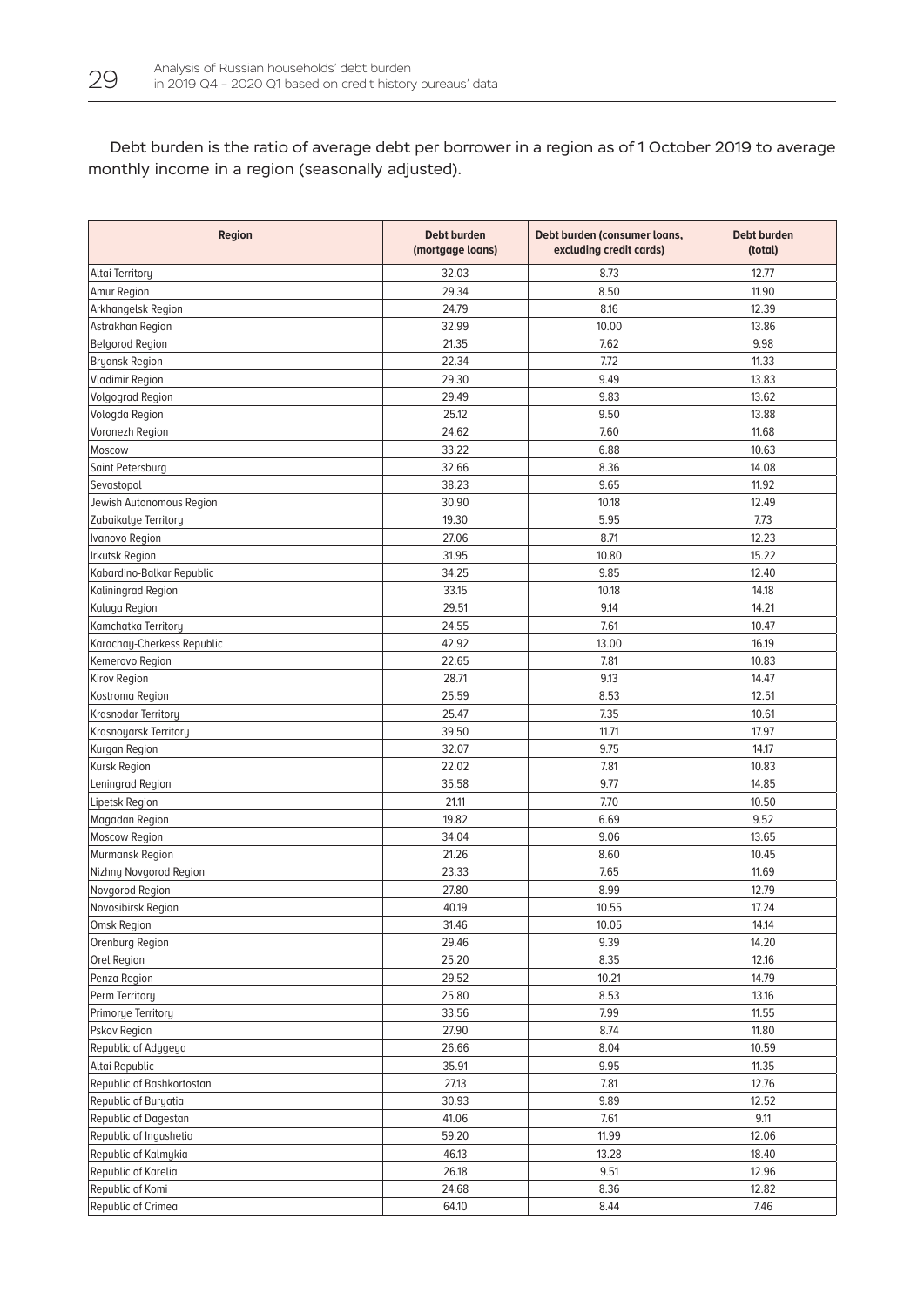Debt burden is the ratio of average debt per borrower in a region as of 1 October 2019 to average monthly income in a region (seasonally adjusted).

| Region | Debt burden (mortgage loans) | Debt burden (consumer loans, excluding credit cards) | Debt burden (total) |
|---|---|---|---|
| Altai Territory | 32.03 | 8.73 | 12.77 |
| Amur Region | 29.34 | 8.50 | 11.90 |
| Arkhangelsk Region | 24.79 | 8.16 | 12.39 |
| Astrakhan Region | 32.99 | 10.00 | 13.86 |
| Belgorod Region | 21.35 | 7.62 | 9.98 |
| Bryansk Region | 22.34 | 7.72 | 11.33 |
| Vladimir Region | 29.30 | 9.49 | 13.83 |
| Volgograd Region | 29.49 | 9.83 | 13.62 |
| Vologda Region | 25.12 | 9.50 | 13.88 |
| Voronezh Region | 24.62 | 7.60 | 11.68 |
| Moscow | 33.22 | 6.88 | 10.63 |
| Saint Petersburg | 32.66 | 8.36 | 14.08 |
| Sevastopol | 38.23 | 9.65 | 11.92 |
| Jewish Autonomous Region | 30.90 | 10.18 | 12.49 |
| Zabaikalye Territory | 19.30 | 5.95 | 7.73 |
| Ivanovo Region | 27.06 | 8.71 | 12.23 |
| Irkutsk Region | 31.95 | 10.80 | 15.22 |
| Kabardino-Balkar Republic | 34.25 | 9.85 | 12.40 |
| Kaliningrad Region | 33.15 | 10.18 | 14.18 |
| Kaluga Region | 29.51 | 9.14 | 14.21 |
| Kamchatka Territory | 24.55 | 7.61 | 10.47 |
| Karachay-Cherkess Republic | 42.92 | 13.00 | 16.19 |
| Kemerovo Region | 22.65 | 7.81 | 10.83 |
| Kirov Region | 28.71 | 9.13 | 14.47 |
| Kostroma Region | 25.59 | 8.53 | 12.51 |
| Krasnodar Territory | 25.47 | 7.35 | 10.61 |
| Krasnoyarsk Territory | 39.50 | 11.71 | 17.97 |
| Kurgan Region | 32.07 | 9.75 | 14.17 |
| Kursk Region | 22.02 | 7.81 | 10.83 |
| Leningrad Region | 35.58 | 9.77 | 14.85 |
| Lipetsk Region | 21.11 | 7.70 | 10.50 |
| Magadan Region | 19.82 | 6.69 | 9.52 |
| Moscow Region | 34.04 | 9.06 | 13.65 |
| Murmansk Region | 21.26 | 8.60 | 10.45 |
| Nizhny Novgorod Region | 23.33 | 7.65 | 11.69 |
| Novgorod Region | 27.80 | 8.99 | 12.79 |
| Novosibirsk Region | 40.19 | 10.55 | 17.24 |
| Omsk Region | 31.46 | 10.05 | 14.14 |
| Orenburg Region | 29.46 | 9.39 | 14.20 |
| Orel Region | 25.20 | 8.35 | 12.16 |
| Penza Region | 29.52 | 10.21 | 14.79 |
| Perm Territory | 25.80 | 8.53 | 13.16 |
| Primorye Territory | 33.56 | 7.99 | 11.55 |
| Pskov Region | 27.90 | 8.74 | 11.80 |
| Republic of Adygeya | 26.66 | 8.04 | 10.59 |
| Altai Republic | 35.91 | 9.95 | 11.35 |
| Republic of Bashkortostan | 27.13 | 7.81 | 12.76 |
| Republic of Buryatia | 30.93 | 9.89 | 12.52 |
| Republic of Dagestan | 41.06 | 7.61 | 9.11 |
| Republic of Ingushetia | 59.20 | 11.99 | 12.06 |
| Republic of Kalmykia | 46.13 | 13.28 | 18.40 |
| Republic of Karelia | 26.18 | 9.51 | 12.96 |
| Republic of Komi | 24.68 | 8.36 | 12.82 |
| Republic of Crimea | 64.10 | 8.44 | 7.46 |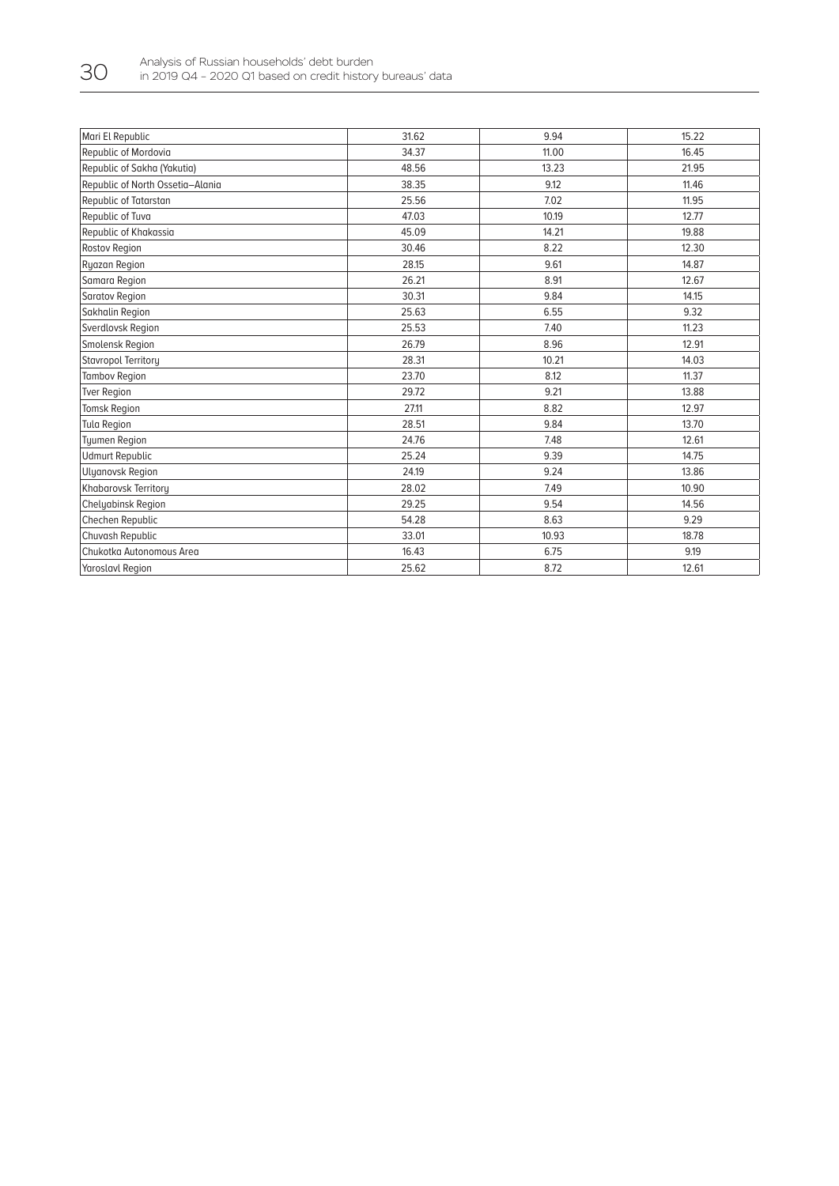| | | | |
|---|---|---|---|
| Mari El Republic | 31.62 | 9.94 | 15.22 |
| Republic of Mordovia | 34.37 | 11.00 | 16.45 |
| Republic of Sakha (Yakutia) | 48.56 | 13.23 | 21.95 |
| Republic of North Ossetia–Alania | 38.35 | 9.12 | 11.46 |
| Republic of Tatarstan | 25.56 | 7.02 | 11.95 |
| Republic of Tuva | 47.03 | 10.19 | 12.77 |
| Republic of Khakassia | 45.09 | 14.21 | 19.88 |
| Rostov Region | 30.46 | 8.22 | 12.30 |
| Ryazan Region | 28.15 | 9.61 | 14.87 |
| Samara Region | 26.21 | 8.91 | 12.67 |
| Saratov Region | 30.31 | 9.84 | 14.15 |
| Sakhalin Region | 25.63 | 6.55 | 9.32 |
| Sverdlovsk Region | 25.53 | 7.40 | 11.23 |
| Smolensk Region | 26.79 | 8.96 | 12.91 |
| Stavropol Territory | 28.31 | 10.21 | 14.03 |
| Tambov Region | 23.70 | 8.12 | 11.37 |
| Tver Region | 29.72 | 9.21 | 13.88 |
| Tomsk Region | 27.11 | 8.82 | 12.97 |
| Tula Region | 28.51 | 9.84 | 13.70 |
| Tyumen Region | 24.76 | 7.48 | 12.61 |
| Udmurt Republic | 25.24 | 9.39 | 14.75 |
| Ulyanovsk Region | 24.19 | 9.24 | 13.86 |
| Khabarovsk Territory | 28.02 | 7.49 | 10.90 |
| Chelyabinsk Region | 29.25 | 9.54 | 14.56 |
| Chechen Republic | 54.28 | 8.63 | 9.29 |
| Chuvash Republic | 33.01 | 10.93 | 18.78 |
| Chukotka Autonomous Area | 16.43 | 6.75 | 9.19 |
| Yaroslavl Region | 25.62 | 8.72 | 12.61 |